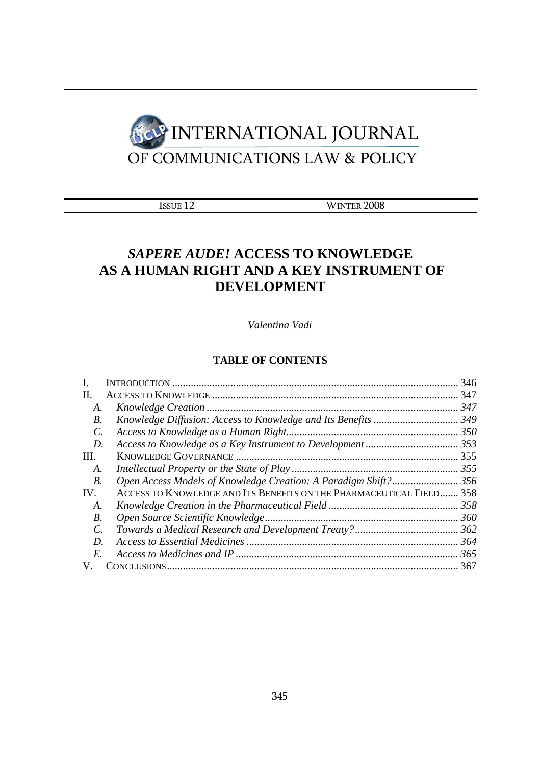# INTERNATIONAL JOURNAL OF COMMUNICATIONS LAW & POLICY

ISSUE 12 WINTER 2008

# *SAPERE AUDE!* ACCESS TO KNOWLEDGE AS A HUMAN RIGHT AND A KEY INSTRUMENT OF DEVELOPMENT

*Valentina Vadi*

## TABLE OF CONTENTS

I. INTRODUCTION ........ 346
II. ACCESS TO KNOWLEDGE ........ 347
  A. *Knowledge Creation* ........ 347
  B. *Knowledge Diffusion: Access to Knowledge and Its Benefits* ........ 349
  C. *Access to Knowledge as a Human Right* ........ 350
  D. *Access to Knowledge as a Key Instrument to Development* ........ 353
III. KNOWLEDGE GOVERNANCE ........ 355
  A. *Intellectual Property or the State of Play* ........ 355
  B. *Open Access Models of Knowledge Creation: A Paradigm Shift?* ........ 356
IV. ACCESS TO KNOWLEDGE AND ITS BENEFITS ON THE PHARMACEUTICAL FIELD ........ 358
  A. *Knowledge Creation in the Pharmaceutical Field* ........ 358
  B. *Open Source Scientific Knowledge* ........ 360
  C. *Towards a Medical Research and Development Treaty?* ........ 362
  D. *Access to Essential Medicines* ........ 364
  E. *Access to Medicines and IP* ........ 365
V. CONCLUSIONS ........ 367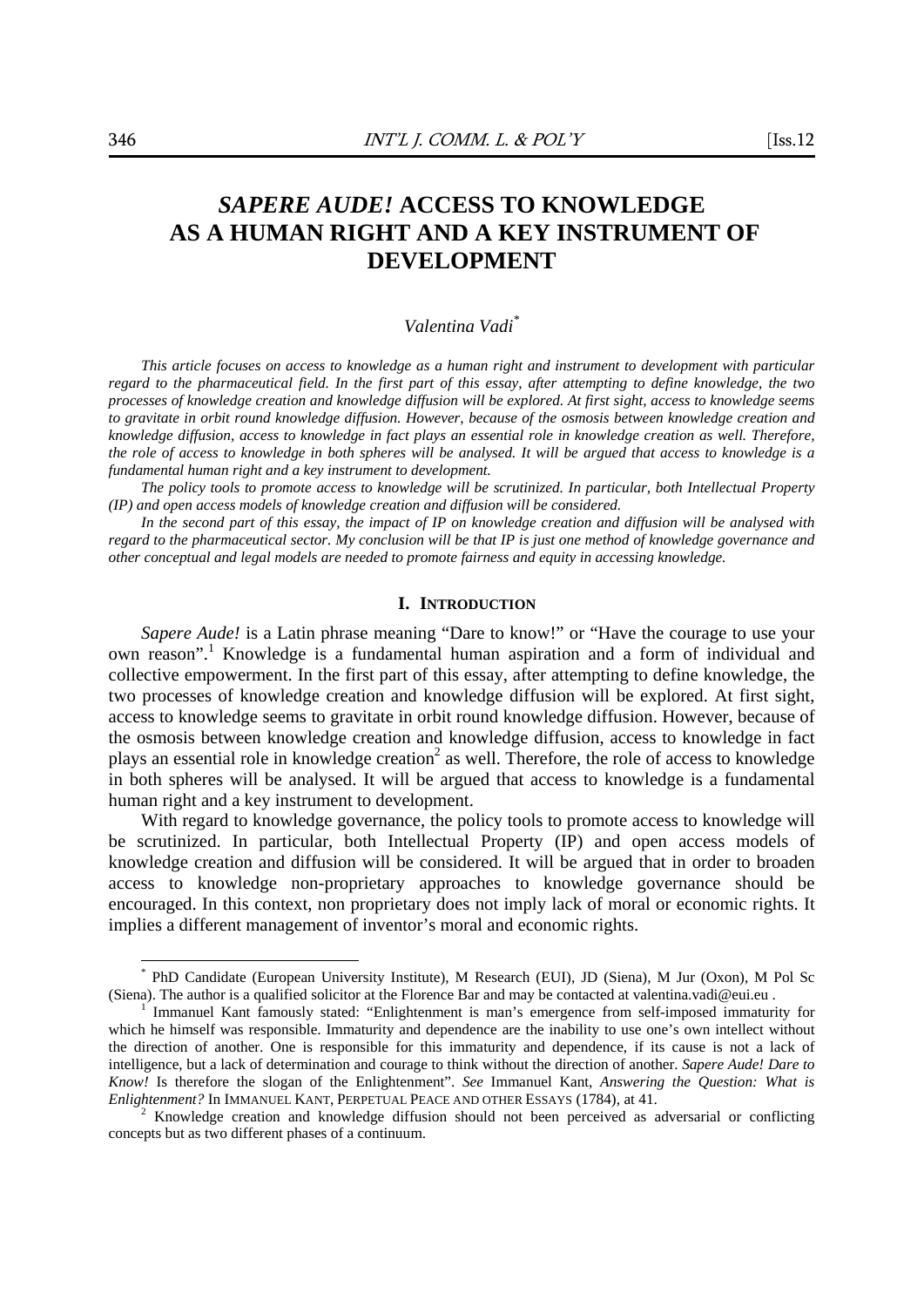# *SAPERE AUDE!* ACCESS TO KNOWLEDGE AS A HUMAN RIGHT AND A KEY INSTRUMENT OF DEVELOPMENT

*Valentina Vadi*[*]

*This article focuses on access to knowledge as a human right and instrument to development with particular regard to the pharmaceutical field. In the first part of this essay, after attempting to define knowledge, the two processes of knowledge creation and knowledge diffusion will be explored. At first sight, access to knowledge seems to gravitate in orbit round knowledge diffusion. However, because of the osmosis between knowledge creation and knowledge diffusion, access to knowledge in fact plays an essential role in knowledge creation as well. Therefore, the role of access to knowledge in both spheres will be analysed. It will be argued that access to knowledge is a fundamental human right and a key instrument to development.*

*The policy tools to promote access to knowledge will be scrutinized. In particular, both Intellectual Property (IP) and open access models of knowledge creation and diffusion will be considered.*

*In the second part of this essay, the impact of IP on knowledge creation and diffusion will be analysed with regard to the pharmaceutical sector. My conclusion will be that IP is just one method of knowledge governance and other conceptual and legal models are needed to promote fairness and equity in accessing knowledge.*

## I. INTRODUCTION

*Sapere Aude!* is a Latin phrase meaning "Dare to know!" or "Have the courage to use your own reason".[1] Knowledge is a fundamental human aspiration and a form of individual and collective empowerment. In the first part of this essay, after attempting to define knowledge, the two processes of knowledge creation and knowledge diffusion will be explored. At first sight, access to knowledge seems to gravitate in orbit round knowledge diffusion. However, because of the osmosis between knowledge creation and knowledge diffusion, access to knowledge in fact plays an essential role in knowledge creation[2] as well. Therefore, the role of access to knowledge in both spheres will be analysed. It will be argued that access to knowledge is a fundamental human right and a key instrument to development.

With regard to knowledge governance, the policy tools to promote access to knowledge will be scrutinized. In particular, both Intellectual Property (IP) and open access models of knowledge creation and diffusion will be considered. It will be argued that in order to broaden access to knowledge non-proprietary approaches to knowledge governance should be encouraged. In this context, non proprietary does not imply lack of moral or economic rights. It implies a different management of inventor's moral and economic rights.

---

[*] PhD Candidate (European University Institute), M Research (EUI), JD (Siena), M Jur (Oxon), M Pol Sc (Siena). The author is a qualified solicitor at the Florence Bar and may be contacted at valentina.vadi@eui.eu .

[1] Immanuel Kant famously stated: "Enlightenment is man's emergence from self-imposed immaturity for which he himself was responsible. Immaturity and dependence are the inability to use one's own intellect without the direction of another. One is responsible for this immaturity and dependence, if its cause is not a lack of intelligence, but a lack of determination and courage to think without the direction of another. *Sapere Aude! Dare to Know!* Is therefore the slogan of the Enlightenment". *See* Immanuel Kant, *Answering the Question: What is Enlightenment?* In IMMANUEL KANT, PERPETUAL PEACE AND OTHER ESSAYS (1784), at 41.

[2] Knowledge creation and knowledge diffusion should not been perceived as adversarial or conflicting concepts but as two different phases of a continuum.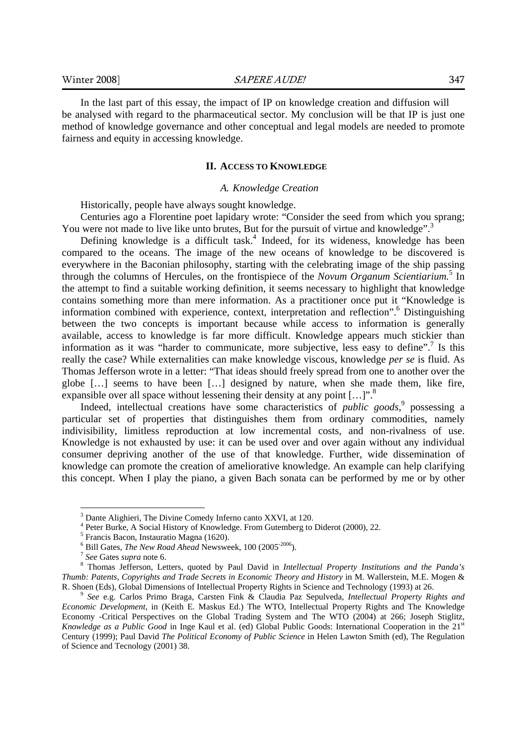In the last part of this essay, the impact of IP on knowledge creation and diffusion will be analysed with regard to the pharmaceutical sector. My conclusion will be that IP is just one method of knowledge governance and other conceptual and legal models are needed to promote fairness and equity in accessing knowledge.

## II. ACCESS TO KNOWLEDGE

### *A. Knowledge Creation*

Historically, people have always sought knowledge.

Centuries ago a Florentine poet lapidary wrote: "Consider the seed from which you sprang; You were not made to live like unto brutes, But for the pursuit of virtue and knowledge".[3]

Defining knowledge is a difficult task.[4] Indeed, for its wideness, knowledge has been compared to the oceans. The image of the new oceans of knowledge to be discovered is everywhere in the Baconian philosophy, starting with the celebrating image of the ship passing through the columns of Hercules, on the frontispiece of the *Novum Organum Scientiarium.*[5] In the attempt to find a suitable working definition, it seems necessary to highlight that knowledge contains something more than mere information. As a practitioner once put it "Knowledge is information combined with experience, context, interpretation and reflection".[6] Distinguishing between the two concepts is important because while access to information is generally available, access to knowledge is far more difficult. Knowledge appears much stickier than information as it was "harder to communicate, more subjective, less easy to define".[7] Is this really the case? While externalities can make knowledge viscous, knowledge *per se* is fluid. As Thomas Jefferson wrote in a letter: "That ideas should freely spread from one to another over the globe […] seems to have been […] designed by nature, when she made them, like fire, expansible over all space without lessening their density at any point […]".[8]

Indeed, intellectual creations have some characteristics of *public goods*,[9] possessing a particular set of properties that distinguishes them from ordinary commodities, namely indivisibility, limitless reproduction at low incremental costs, and non-rivalness of use. Knowledge is not exhausted by use: it can be used over and over again without any individual consumer depriving another of the use of that knowledge. Further, wide dissemination of knowledge can promote the creation of ameliorative knowledge. An example can help clarifying this concept. When I play the piano, a given Bach sonata can be performed by me or by other

---

[3] Dante Alighieri, The Divine Comedy Inferno canto XXVI, at 120.

[4] Peter Burke, A Social History of Knowledge. From Gutemberg to Diderot (2000), 22.

[5] Francis Bacon, Instauratio Magna (1620).

[6] Bill Gates, *The New Road Ahead* Newsweek, 100 (2005-2006).

[7] *See* Gates *supra* note 6.

[8] Thomas Jefferson, Letters, quoted by Paul David in *Intellectual Property Institutions and the Panda's Thumb: Patents, Copyrights and Trade Secrets in Economic Theory and History* in M. Wallerstein, M.E. Mogen & R. Shoen (Eds), Global Dimensions of Intellectual Property Rights in Science and Technology (1993) at 26.

[9] *See* e.g. Carlos Primo Braga, Carsten Fink & Claudia Paz Sepulveda, *Intellectual Property Rights and Economic Development*, in (Keith E. Maskus Ed.) The WTO, Intellectual Property Rights and The Knowledge Economy -Critical Perspectives on the Global Trading System and The WTO (2004) at 266; Joseph Stiglitz, *Knowledge as a Public Good* in Inge Kaul et al. (ed) Global Public Goods: International Cooperation in the 21st Century (1999); Paul David *The Political Economy of Public Science* in Helen Lawton Smith (ed), The Regulation of Science and Tecnology (2001) 38.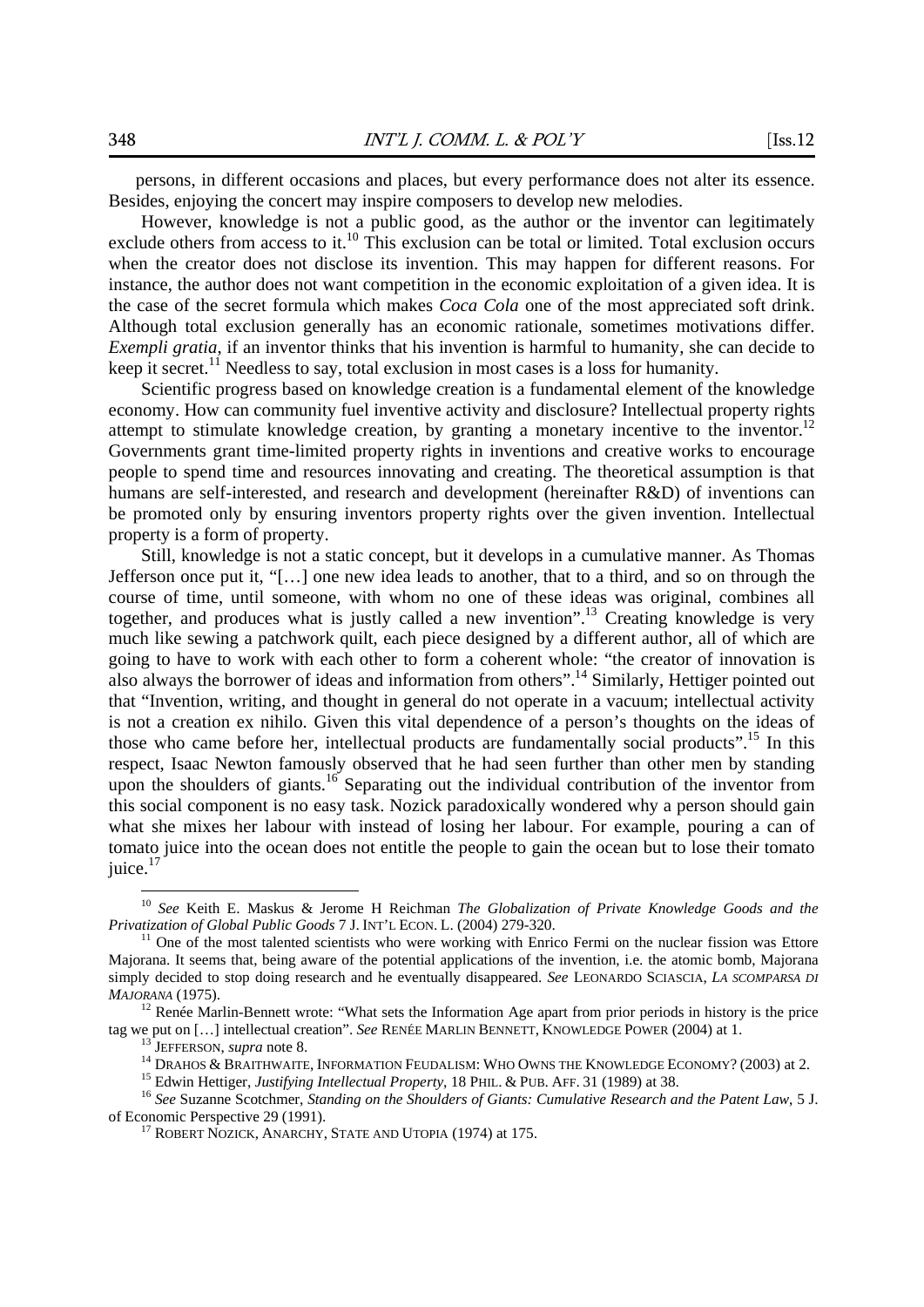persons, in different occasions and places, but every performance does not alter its essence. Besides, enjoying the concert may inspire composers to develop new melodies.

However, knowledge is not a public good, as the author or the inventor can legitimately exclude others from access to it.[10] This exclusion can be total or limited. Total exclusion occurs when the creator does not disclose its invention. This may happen for different reasons. For instance, the author does not want competition in the economic exploitation of a given idea. It is the case of the secret formula which makes *Coca Cola* one of the most appreciated soft drink. Although total exclusion generally has an economic rationale, sometimes motivations differ. *Exempli gratia*, if an inventor thinks that his invention is harmful to humanity, she can decide to keep it secret.[11] Needless to say, total exclusion in most cases is a loss for humanity.

Scientific progress based on knowledge creation is a fundamental element of the knowledge economy. How can community fuel inventive activity and disclosure? Intellectual property rights attempt to stimulate knowledge creation, by granting a monetary incentive to the inventor.[12] Governments grant time-limited property rights in inventions and creative works to encourage people to spend time and resources innovating and creating. The theoretical assumption is that humans are self-interested, and research and development (hereinafter R&D) of inventions can be promoted only by ensuring inventors property rights over the given invention. Intellectual property is a form of property.

Still, knowledge is not a static concept, but it develops in a cumulative manner. As Thomas Jefferson once put it, "[…] one new idea leads to another, that to a third, and so on through the course of time, until someone, with whom no one of these ideas was original, combines all together, and produces what is justly called a new invention".[13] Creating knowledge is very much like sewing a patchwork quilt, each piece designed by a different author, all of which are going to have to work with each other to form a coherent whole: "the creator of innovation is also always the borrower of ideas and information from others".[14] Similarly, Hettiger pointed out that "Invention, writing, and thought in general do not operate in a vacuum; intellectual activity is not a creation ex nihilo. Given this vital dependence of a person's thoughts on the ideas of those who came before her, intellectual products are fundamentally social products".[15] In this respect, Isaac Newton famously observed that he had seen further than other men by standing upon the shoulders of giants.[16] Separating out the individual contribution of the inventor from this social component is no easy task. Nozick paradoxically wondered why a person should gain what she mixes her labour with instead of losing her labour. For example, pouring a can of tomato juice into the ocean does not entitle the people to gain the ocean but to lose their tomato juice.[17]

---

[10] *See* Keith E. Maskus & Jerome H Reichman *The Globalization of Private Knowledge Goods and the Privatization of Global Public Goods* 7 J. INT'L ECON. L. (2004) 279-320.

[11] One of the most talented scientists who were working with Enrico Fermi on the nuclear fission was Ettore Majorana. It seems that, being aware of the potential applications of the invention, i.e. the atomic bomb, Majorana simply decided to stop doing research and he eventually disappeared. *See* LEONARDO SCIASCIA, *LA SCOMPARSA DI MAJORANA* (1975).

[12] Renée Marlin-Bennett wrote: "What sets the Information Age apart from prior periods in history is the price tag we put on […] intellectual creation". *See* RENÉE MARLIN BENNETT, KNOWLEDGE POWER (2004) at 1.

[13] JEFFERSON, *supra* note 8.

[14] DRAHOS & BRAITHWAITE, INFORMATION FEUDALISM: WHO OWNS THE KNOWLEDGE ECONOMY? (2003) at 2.

[15] Edwin Hettiger, *Justifying Intellectual Property*, 18 PHIL. & PUB. AFF. 31 (1989) at 38.

[16] *See* Suzanne Scotchmer, *Standing on the Shoulders of Giants: Cumulative Research and the Patent Law*, 5 J. of Economic Perspective 29 (1991).

[17] ROBERT NOZICK, ANARCHY, STATE AND UTOPIA (1974) at 175.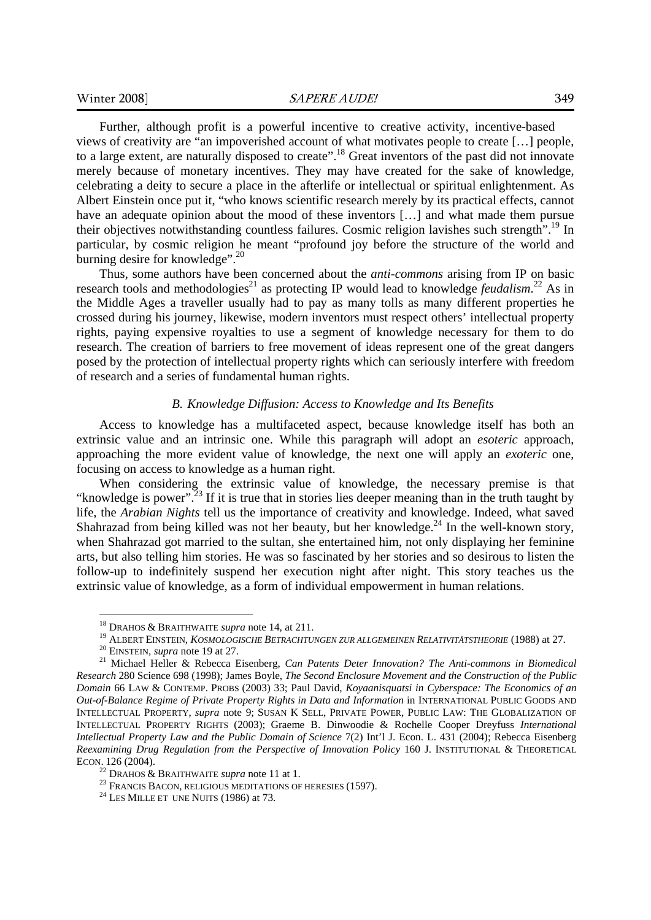Further, although profit is a powerful incentive to creative activity, incentive-based views of creativity are "an impoverished account of what motivates people to create […] people, to a large extent, are naturally disposed to create".[18] Great inventors of the past did not innovate merely because of monetary incentives. They may have created for the sake of knowledge, celebrating a deity to secure a place in the afterlife or intellectual or spiritual enlightenment. As Albert Einstein once put it, "who knows scientific research merely by its practical effects, cannot have an adequate opinion about the mood of these inventors […] and what made them pursue their objectives notwithstanding countless failures. Cosmic religion lavishes such strength".[19] In particular, by cosmic religion he meant "profound joy before the structure of the world and burning desire for knowledge".[20]

Thus, some authors have been concerned about the *anti-commons* arising from IP on basic research tools and methodologies[21] as protecting IP would lead to knowledge *feudalism*.[22] As in the Middle Ages a traveller usually had to pay as many tolls as many different properties he crossed during his journey, likewise, modern inventors must respect others' intellectual property rights, paying expensive royalties to use a segment of knowledge necessary for them to do research. The creation of barriers to free movement of ideas represent one of the great dangers posed by the protection of intellectual property rights which can seriously interfere with freedom of research and a series of fundamental human rights.

### *B. Knowledge Diffusion: Access to Knowledge and Its Benefits*

Access to knowledge has a multifaceted aspect, because knowledge itself has both an extrinsic value and an intrinsic one. While this paragraph will adopt an *esoteric* approach, approaching the more evident value of knowledge, the next one will apply an *exoteric* one, focusing on access to knowledge as a human right.

When considering the extrinsic value of knowledge, the necessary premise is that "knowledge is power".[23] If it is true that in stories lies deeper meaning than in the truth taught by life, the *Arabian Nights* tell us the importance of creativity and knowledge. Indeed, what saved Shahrazad from being killed was not her beauty, but her knowledge.[24] In the well-known story, when Shahrazad got married to the sultan, she entertained him, not only displaying her feminine arts, but also telling him stories. He was so fascinated by her stories and so desirous to listen the follow-up to indefinitely suspend her execution night after night. This story teaches us the extrinsic value of knowledge, as a form of individual empowerment in human relations.

---

[18] DRAHOS & BRAITHWAITE *supra* note 14, at 211.

[19] ALBERT EINSTEIN, *KOSMOLOGISCHE BETRACHTUNGEN ZUR ALLGEMEINEN RELATIVITÄTSTHEORIE* (1988) at 27.

[20] EINSTEIN, *supra* note 19 at 27.

[21] Michael Heller & Rebecca Eisenberg, *Can Patents Deter Innovation? The Anti-commons in Biomedical Research* 280 Science 698 (1998); James Boyle, *The Second Enclosure Movement and the Construction of the Public Domain* 66 LAW & CONTEMP. PROBS (2003) 33; Paul David, *Koyaanisquatsi in Cyberspace: The Economics of an Out-of-Balance Regime of Private Property Rights in Data and Information* in INTERNATIONAL PUBLIC GOODS AND INTELLECTUAL PROPERTY, *supra* note 9; SUSAN K SELL, PRIVATE POWER, PUBLIC LAW: THE GLOBALIZATION OF INTELLECTUAL PROPERTY RIGHTS (2003); Graeme B. Dinwoodie & Rochelle Cooper Dreyfuss *International Intellectual Property Law and the Public Domain of Science* 7(2) Int'l J. Econ. L. 431 (2004); Rebecca Eisenberg *Reexamining Drug Regulation from the Perspective of Innovation Policy* 160 J. INSTITUTIONAL & THEORETICAL ECON. 126 (2004).

[22] DRAHOS & BRAITHWAITE *supra* note 11 at 1.

[23] FRANCIS BACON, RELIGIOUS MEDITATIONS OF HERESIES (1597).

[24] LES MILLE ET UNE NUITS (1986) at 73.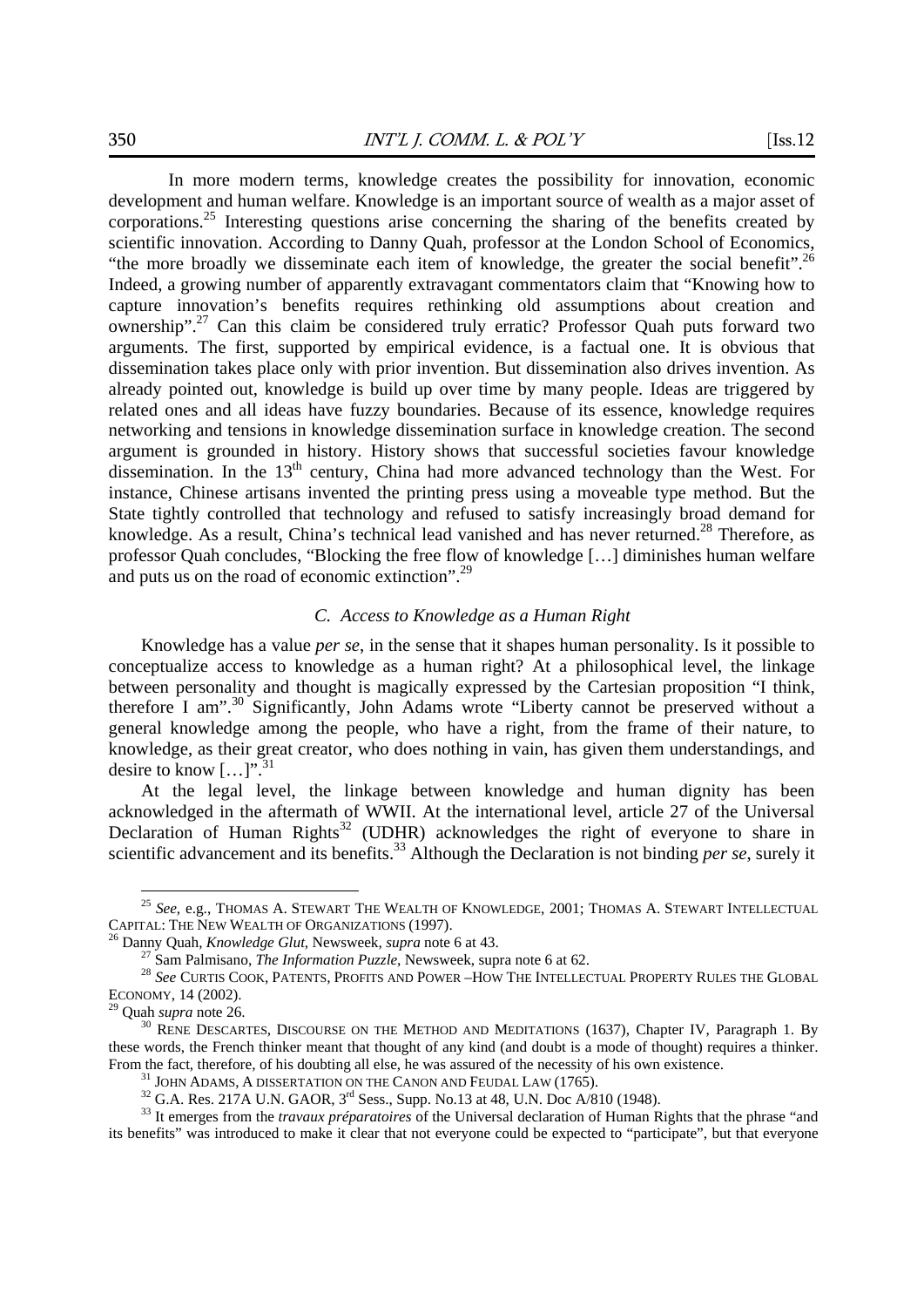In more modern terms, knowledge creates the possibility for innovation, economic development and human welfare. Knowledge is an important source of wealth as a major asset of corporations.[25] Interesting questions arise concerning the sharing of the benefits created by scientific innovation. According to Danny Quah, professor at the London School of Economics, "the more broadly we disseminate each item of knowledge, the greater the social benefit".[26] Indeed, a growing number of apparently extravagant commentators claim that "Knowing how to capture innovation's benefits requires rethinking old assumptions about creation and ownership".[27] Can this claim be considered truly erratic? Professor Quah puts forward two arguments. The first, supported by empirical evidence, is a factual one. It is obvious that dissemination takes place only with prior invention. But dissemination also drives invention. As already pointed out, knowledge is build up over time by many people. Ideas are triggered by related ones and all ideas have fuzzy boundaries. Because of its essence, knowledge requires networking and tensions in knowledge dissemination surface in knowledge creation. The second argument is grounded in history. History shows that successful societies favour knowledge dissemination. In the 13th century, China had more advanced technology than the West. For instance, Chinese artisans invented the printing press using a moveable type method. But the State tightly controlled that technology and refused to satisfy increasingly broad demand for knowledge. As a result, China's technical lead vanished and has never returned.[28] Therefore, as professor Quah concludes, "Blocking the free flow of knowledge […] diminishes human welfare and puts us on the road of economic extinction".[29]

### *C. Access to Knowledge as a Human Right*

Knowledge has a value *per se*, in the sense that it shapes human personality. Is it possible to conceptualize access to knowledge as a human right? At a philosophical level, the linkage between personality and thought is magically expressed by the Cartesian proposition "I think, therefore I am".[30] Significantly, John Adams wrote "Liberty cannot be preserved without a general knowledge among the people, who have a right, from the frame of their nature, to knowledge, as their great creator, who does nothing in vain, has given them understandings, and desire to know […]".[31]

At the legal level, the linkage between knowledge and human dignity has been acknowledged in the aftermath of WWII. At the international level, article 27 of the Universal Declaration of Human Rights[32] (UDHR) acknowledges the right of everyone to share in scientific advancement and its benefits.[33] Although the Declaration is not binding *per se*, surely it

---

[25] *See*, e.g., THOMAS A. STEWART THE WEALTH OF KNOWLEDGE, 2001; THOMAS A. STEWART INTELLECTUAL CAPITAL: THE NEW WEALTH OF ORGANIZATIONS (1997).

[26] Danny Quah, *Knowledge Glut*, Newsweek, *supra* note 6 at 43.

[27] Sam Palmisano, *The Information Puzzle*, Newsweek, supra note 6 at 62.

[28] *See* CURTIS COOK, PATENTS, PROFITS AND POWER –HOW THE INTELLECTUAL PROPERTY RULES THE GLOBAL ECONOMY, 14 (2002).

[29] Quah *supra* note 26.

[30] RENE DESCARTES, DISCOURSE ON THE METHOD AND MEDITATIONS (1637), Chapter IV, Paragraph 1. By these words, the French thinker meant that thought of any kind (and doubt is a mode of thought) requires a thinker. From the fact, therefore, of his doubting all else, he was assured of the necessity of his own existence.

[31] JOHN ADAMS, A DISSERTATION ON THE CANON AND FEUDAL LAW (1765).

[32] G.A. Res. 217A U.N. GAOR, 3rd Sess., Supp. No.13 at 48, U.N. Doc A/810 (1948).

[33] It emerges from the *travaux préparatoires* of the Universal declaration of Human Rights that the phrase "and its benefits" was introduced to make it clear that not everyone could be expected to "participate", but that everyone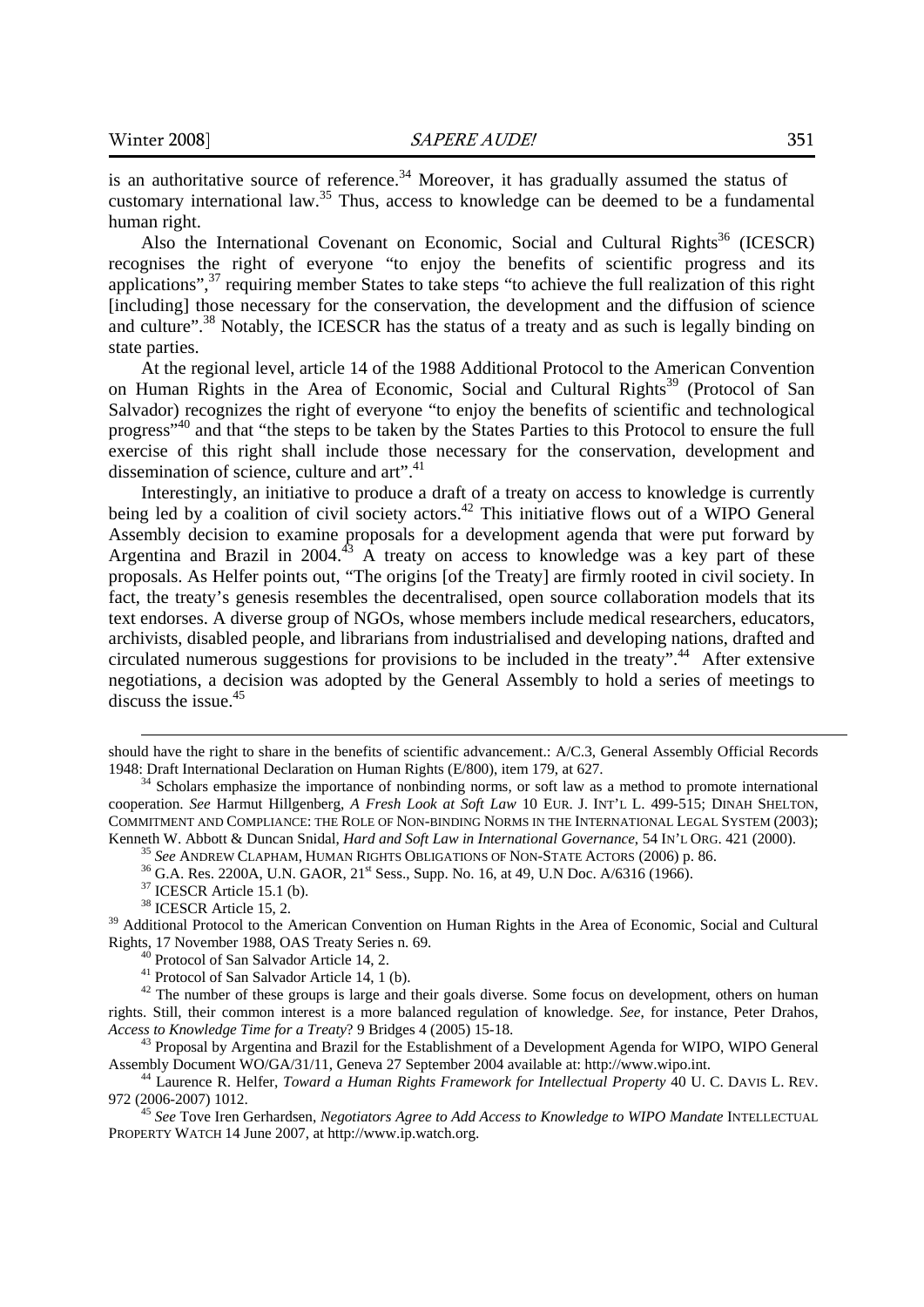is an authoritative source of reference.[34] Moreover, it has gradually assumed the status of customary international law.[35] Thus, access to knowledge can be deemed to be a fundamental human right.

Also the International Covenant on Economic, Social and Cultural Rights[36] (ICESCR) recognises the right of everyone "to enjoy the benefits of scientific progress and its applications",[37] requiring member States to take steps "to achieve the full realization of this right [including] those necessary for the conservation, the development and the diffusion of science and culture".[38] Notably, the ICESCR has the status of a treaty and as such is legally binding on state parties.

At the regional level, article 14 of the 1988 Additional Protocol to the American Convention on Human Rights in the Area of Economic, Social and Cultural Rights[39] (Protocol of San Salvador) recognizes the right of everyone "to enjoy the benefits of scientific and technological progress"[40] and that "the steps to be taken by the States Parties to this Protocol to ensure the full exercise of this right shall include those necessary for the conservation, development and dissemination of science, culture and art".[41]

Interestingly, an initiative to produce a draft of a treaty on access to knowledge is currently being led by a coalition of civil society actors.[42] This initiative flows out of a WIPO General Assembly decision to examine proposals for a development agenda that were put forward by Argentina and Brazil in 2004.[43] A treaty on access to knowledge was a key part of these proposals. As Helfer points out, "The origins [of the Treaty] are firmly rooted in civil society. In fact, the treaty's genesis resembles the decentralised, open source collaboration models that its text endorses. A diverse group of NGOs, whose members include medical researchers, educators, archivists, disabled people, and librarians from industrialised and developing nations, drafted and circulated numerous suggestions for provisions to be included in the treaty".[44] After extensive negotiations, a decision was adopted by the General Assembly to hold a series of meetings to discuss the issue.[45]

---

should have the right to share in the benefits of scientific advancement.: A/C.3, General Assembly Official Records 1948: Draft International Declaration on Human Rights (E/800), item 179, at 627.

[34] Scholars emphasize the importance of nonbinding norms, or soft law as a method to promote international cooperation. *See* Harmut Hillgenberg, *A Fresh Look at Soft Law* 10 EUR. J. INT'L L. 499-515; DINAH SHELTON, COMMITMENT AND COMPLIANCE: THE ROLE OF NON-BINDING NORMS IN THE INTERNATIONAL LEGAL SYSTEM (2003); Kenneth W. Abbott & Duncan Snidal, *Hard and Soft Law in International Governance*, 54 IN'L ORG. 421 (2000).

[35] *See* ANDREW CLAPHAM, HUMAN RIGHTS OBLIGATIONS OF NON-STATE ACTORS (2006) p. 86.

[36] G.A. Res. 2200A, U.N. GAOR, 21st Sess., Supp. No. 16, at 49, U.N Doc. A/6316 (1966).

[37] ICESCR Article 15.1 (b).

[38] ICESCR Article 15, 2.

[39] Additional Protocol to the American Convention on Human Rights in the Area of Economic, Social and Cultural Rights, 17 November 1988, OAS Treaty Series n. 69.

[40] Protocol of San Salvador Article 14, 2.

[41] Protocol of San Salvador Article 14, 1 (b).

[42] The number of these groups is large and their goals diverse. Some focus on development, others on human rights. Still, their common interest is a more balanced regulation of knowledge. *See*, for instance, Peter Drahos, *Access to Knowledge Time for a Treaty*? 9 Bridges 4 (2005) 15-18.

[43] Proposal by Argentina and Brazil for the Establishment of a Development Agenda for WIPO, WIPO General Assembly Document WO/GA/31/11, Geneva 27 September 2004 available at: http://www.wipo.int.

[44] Laurence R. Helfer, *Toward a Human Rights Framework for Intellectual Property* 40 U. C. DAVIS L. REV. 972 (2006-2007) 1012.

[45] *See* Tove Iren Gerhardsen, *Negotiators Agree to Add Access to Knowledge to WIPO Mandate* INTELLECTUAL PROPERTY WATCH 14 June 2007, at http://www.ip.watch.org.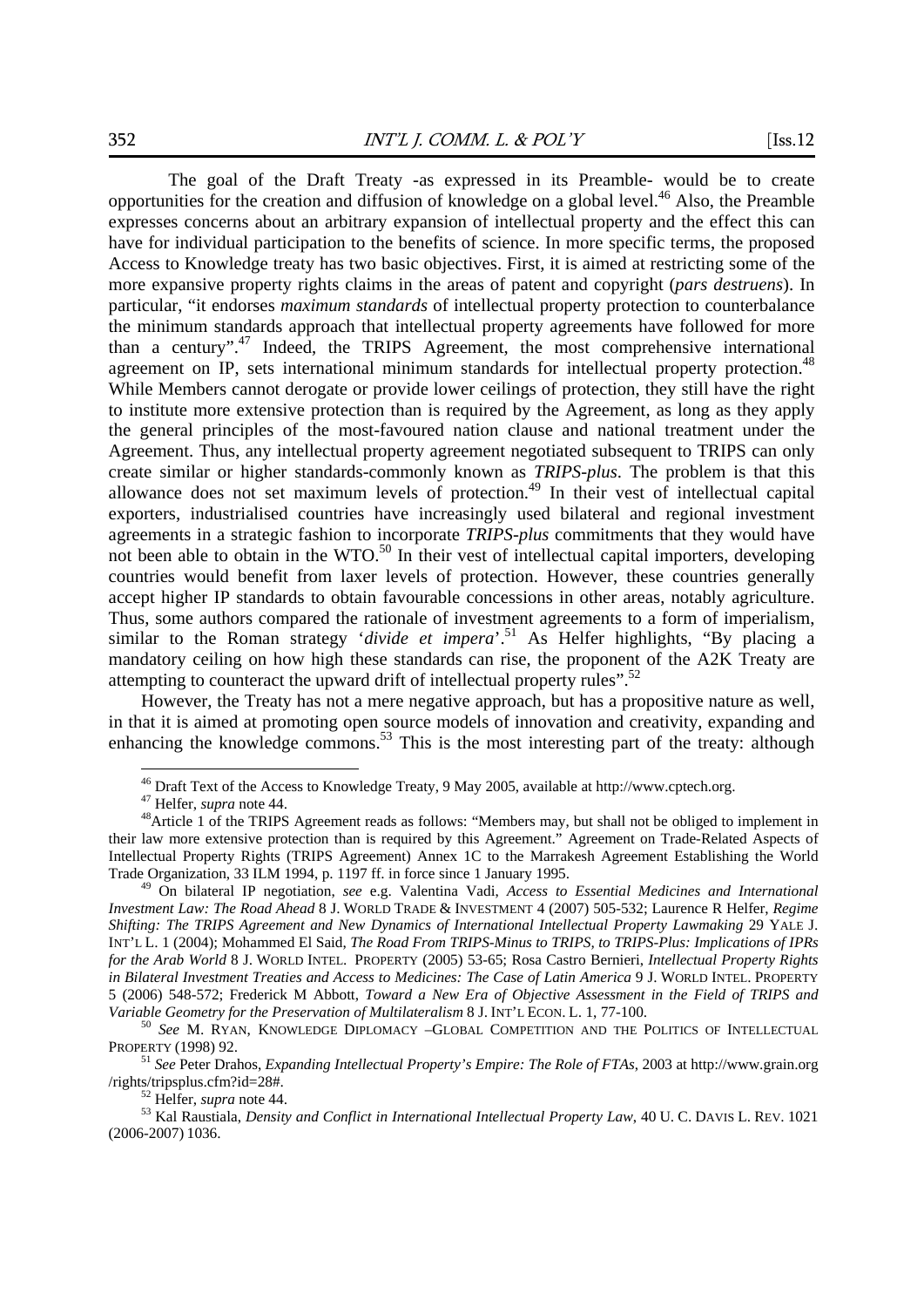The goal of the Draft Treaty -as expressed in its Preamble- would be to create opportunities for the creation and diffusion of knowledge on a global level.[46] Also, the Preamble expresses concerns about an arbitrary expansion of intellectual property and the effect this can have for individual participation to the benefits of science. In more specific terms, the proposed Access to Knowledge treaty has two basic objectives. First, it is aimed at restricting some of the more expansive property rights claims in the areas of patent and copyright (*pars destruens*). In particular, "it endorses *maximum standards* of intellectual property protection to counterbalance the minimum standards approach that intellectual property agreements have followed for more than a century".[47] Indeed, the TRIPS Agreement, the most comprehensive international agreement on IP, sets international minimum standards for intellectual property protection.[48] While Members cannot derogate or provide lower ceilings of protection, they still have the right to institute more extensive protection than is required by the Agreement, as long as they apply the general principles of the most-favoured nation clause and national treatment under the Agreement. Thus, any intellectual property agreement negotiated subsequent to TRIPS can only create similar or higher standards-commonly known as *TRIPS-plus*. The problem is that this allowance does not set maximum levels of protection.[49] In their vest of intellectual capital exporters, industrialised countries have increasingly used bilateral and regional investment agreements in a strategic fashion to incorporate *TRIPS-plus* commitments that they would have not been able to obtain in the WTO.[50] In their vest of intellectual capital importers, developing countries would benefit from laxer levels of protection. However, these countries generally accept higher IP standards to obtain favourable concessions in other areas, notably agriculture. Thus, some authors compared the rationale of investment agreements to a form of imperialism, similar to the Roman strategy '*divide et impera*'.[51] As Helfer highlights, "By placing a mandatory ceiling on how high these standards can rise, the proponent of the A2K Treaty are attempting to counteract the upward drift of intellectual property rules".[52]

However, the Treaty has not a mere negative approach, but has a propositive nature as well, in that it is aimed at promoting open source models of innovation and creativity, expanding and enhancing the knowledge commons.[53] This is the most interesting part of the treaty: although

---

[46] Draft Text of the Access to Knowledge Treaty, 9 May 2005, available at http://www.cptech.org.

[47] Helfer, *supra* note 44.

[48] Article 1 of the TRIPS Agreement reads as follows: "Members may, but shall not be obliged to implement in their law more extensive protection than is required by this Agreement." Agreement on Trade-Related Aspects of Intellectual Property Rights (TRIPS Agreement) Annex 1C to the Marrakesh Agreement Establishing the World Trade Organization, 33 ILM 1994, p. 1197 ff. in force since 1 January 1995.

[49] On bilateral IP negotiation, *see* e.g. Valentina Vadi, *Access to Essential Medicines and International Investment Law: The Road Ahead* 8 J. WORLD TRADE & INVESTMENT 4 (2007) 505-532; Laurence R Helfer, *Regime Shifting: The TRIPS Agreement and New Dynamics of International Intellectual Property Lawmaking* 29 YALE J. INT'L L. 1 (2004); Mohammed El Said, *The Road From TRIPS-Minus to TRIPS, to TRIPS-Plus: Implications of IPRs for the Arab World* 8 J. WORLD INTEL. PROPERTY (2005) 53-65; Rosa Castro Bernieri, *Intellectual Property Rights in Bilateral Investment Treaties and Access to Medicines: The Case of Latin America* 9 J. WORLD INTEL. PROPERTY 5 (2006) 548-572; Frederick M Abbott, *Toward a New Era of Objective Assessment in the Field of TRIPS and Variable Geometry for the Preservation of Multilateralism* 8 J. INT'L ECON. L. 1, 77-100.

[50] *See* M. RYAN, KNOWLEDGE DIPLOMACY –GLOBAL COMPETITION AND THE POLITICS OF INTELLECTUAL PROPERTY (1998) 92.

[51] *See* Peter Drahos, *Expanding Intellectual Property's Empire: The Role of FTAs*, 2003 at http://www.grain.org /rights/tripsplus.cfm?id=28#.

[52] Helfer, *supra* note 44.

[53] Kal Raustiala, *Density and Conflict in International Intellectual Property Law*, 40 U. C. DAVIS L. REV. 1021 (2006-2007) 1036.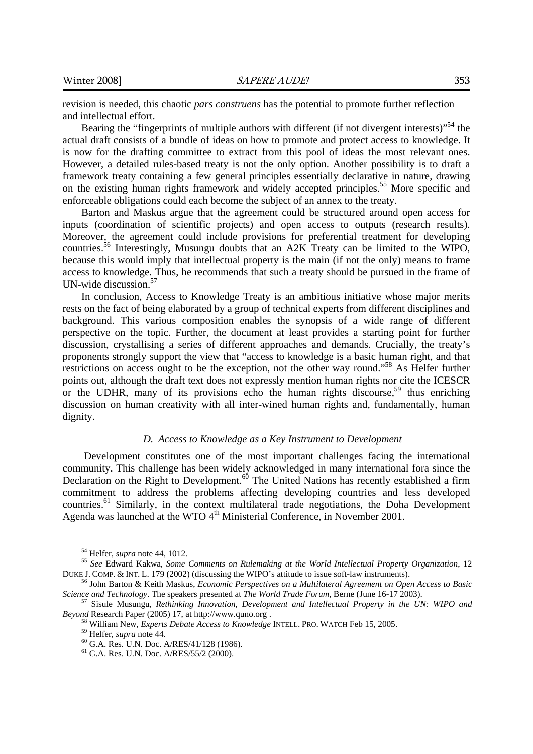revision is needed, this chaotic *pars construens* has the potential to promote further reflection and intellectual effort.

Bearing the "fingerprints of multiple authors with different (if not divergent interests)"[54] the actual draft consists of a bundle of ideas on how to promote and protect access to knowledge. It is now for the drafting committee to extract from this pool of ideas the most relevant ones. However, a detailed rules-based treaty is not the only option. Another possibility is to draft a framework treaty containing a few general principles essentially declarative in nature, drawing on the existing human rights framework and widely accepted principles.[55] More specific and enforceable obligations could each become the subject of an annex to the treaty.

Barton and Maskus argue that the agreement could be structured around open access for inputs (coordination of scientific projects) and open access to outputs (research results). Moreover, the agreement could include provisions for preferential treatment for developing countries.[56] Interestingly, Musungu doubts that an A2K Treaty can be limited to the WIPO, because this would imply that intellectual property is the main (if not the only) means to frame access to knowledge. Thus, he recommends that such a treaty should be pursued in the frame of UN-wide discussion.[57]

In conclusion, Access to Knowledge Treaty is an ambitious initiative whose major merits rests on the fact of being elaborated by a group of technical experts from different disciplines and background. This various composition enables the synopsis of a wide range of different perspective on the topic. Further, the document at least provides a starting point for further discussion, crystallising a series of different approaches and demands. Crucially, the treaty's proponents strongly support the view that "access to knowledge is a basic human right, and that restrictions on access ought to be the exception, not the other way round."[58] As Helfer further points out, although the draft text does not expressly mention human rights nor cite the ICESCR or the UDHR, many of its provisions echo the human rights discourse,[59] thus enriching discussion on human creativity with all inter-wined human rights and, fundamentally, human dignity.

### *D. Access to Knowledge as a Key Instrument to Development*

Development constitutes one of the most important challenges facing the international community. This challenge has been widely acknowledged in many international fora since the Declaration on the Right to Development.[60] The United Nations has recently established a firm commitment to address the problems affecting developing countries and less developed countries.[61] Similarly, in the context multilateral trade negotiations, the Doha Development Agenda was launched at the WTO 4th Ministerial Conference, in November 2001.

---

[54] Helfer, *supra* note 44, 1012.

[55] *See* Edward Kakwa, *Some Comments on Rulemaking at the World Intellectual Property Organization*, 12 DUKE J. COMP. & INT. L. 179 (2002) (discussing the WIPO's attitude to issue soft-law instruments).

[56] John Barton & Keith Maskus, *Economic Perspectives on a Multilateral Agreement on Open Access to Basic Science and Technology*. The speakers presented at *The World Trade Forum*, Berne (June 16-17 2003).

[57] Sisule Musungu, *Rethinking Innovation, Development and Intellectual Property in the UN: WIPO and Beyond* Research Paper (2005) 17, at http://www.quno.org .

[58] William New, *Experts Debate Access to Knowledge* INTELL. PRO. WATCH Feb 15, 2005.

[59] Helfer, *supra* note 44.

[60] G.A. Res. U.N. Doc. A/RES/41/128 (1986).

[61] G.A. Res. U.N. Doc. A/RES/55/2 (2000).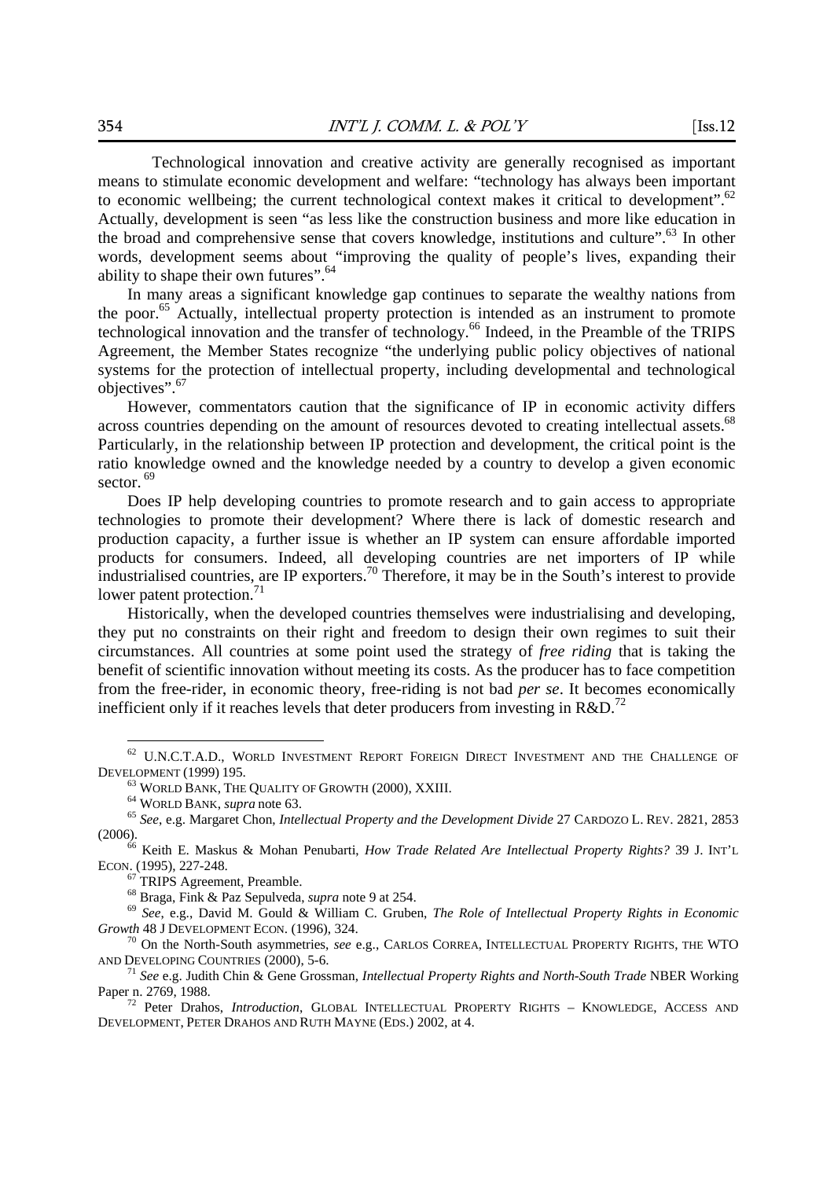Technological innovation and creative activity are generally recognised as important means to stimulate economic development and welfare: "technology has always been important to economic wellbeing; the current technological context makes it critical to development".[62] Actually, development is seen "as less like the construction business and more like education in the broad and comprehensive sense that covers knowledge, institutions and culture".[63] In other words, development seems about "improving the quality of people's lives, expanding their ability to shape their own futures".[64]

In many areas a significant knowledge gap continues to separate the wealthy nations from the poor.[65] Actually, intellectual property protection is intended as an instrument to promote technological innovation and the transfer of technology.[66] Indeed, in the Preamble of the TRIPS Agreement, the Member States recognize "the underlying public policy objectives of national systems for the protection of intellectual property, including developmental and technological objectives".[67]

However, commentators caution that the significance of IP in economic activity differs across countries depending on the amount of resources devoted to creating intellectual assets.[68] Particularly, in the relationship between IP protection and development, the critical point is the ratio knowledge owned and the knowledge needed by a country to develop a given economic sector.[69]

Does IP help developing countries to promote research and to gain access to appropriate technologies to promote their development? Where there is lack of domestic research and production capacity, a further issue is whether an IP system can ensure affordable imported products for consumers. Indeed, all developing countries are net importers of IP while industrialised countries, are IP exporters.[70] Therefore, it may be in the South's interest to provide lower patent protection.[71]

Historically, when the developed countries themselves were industrialising and developing, they put no constraints on their right and freedom to design their own regimes to suit their circumstances. All countries at some point used the strategy of *free riding* that is taking the benefit of scientific innovation without meeting its costs. As the producer has to face competition from the free-rider, in economic theory, free-riding is not bad *per se*. It becomes economically inefficient only if it reaches levels that deter producers from investing in R&D.[72]

---

[62] U.N.C.T.A.D., WORLD INVESTMENT REPORT FOREIGN DIRECT INVESTMENT AND THE CHALLENGE OF DEVELOPMENT (1999) 195.

[63] WORLD BANK, THE QUALITY OF GROWTH (2000), XXIII.

[64] WORLD BANK, *supra* note 63.

[65] *See*, e.g. Margaret Chon, *Intellectual Property and the Development Divide* 27 CARDOZO L. REV. 2821, 2853 (2006).

[66] Keith E. Maskus & Mohan Penubarti, *How Trade Related Are Intellectual Property Rights?* 39 J. INT'L ECON. (1995), 227-248.

[67] TRIPS Agreement, Preamble.

[68] Braga, Fink & Paz Sepulveda, *supra* note 9 at 254.

[69] *See*, e.g., David M. Gould & William C. Gruben, *The Role of Intellectual Property Rights in Economic Growth* 48 J DEVELOPMENT ECON. (1996), 324.

[70] On the North-South asymmetries, *see* e.g., CARLOS CORREA, INTELLECTUAL PROPERTY RIGHTS, THE WTO AND DEVELOPING COUNTRIES (2000), 5-6.

[71] *See* e.g. Judith Chin & Gene Grossman, *Intellectual Property Rights and North-South Trade* NBER Working Paper n. 2769, 1988.

[72] Peter Drahos, *Introduction*, GLOBAL INTELLECTUAL PROPERTY RIGHTS – KNOWLEDGE, ACCESS AND DEVELOPMENT, PETER DRAHOS AND RUTH MAYNE (EDS.) 2002, at 4.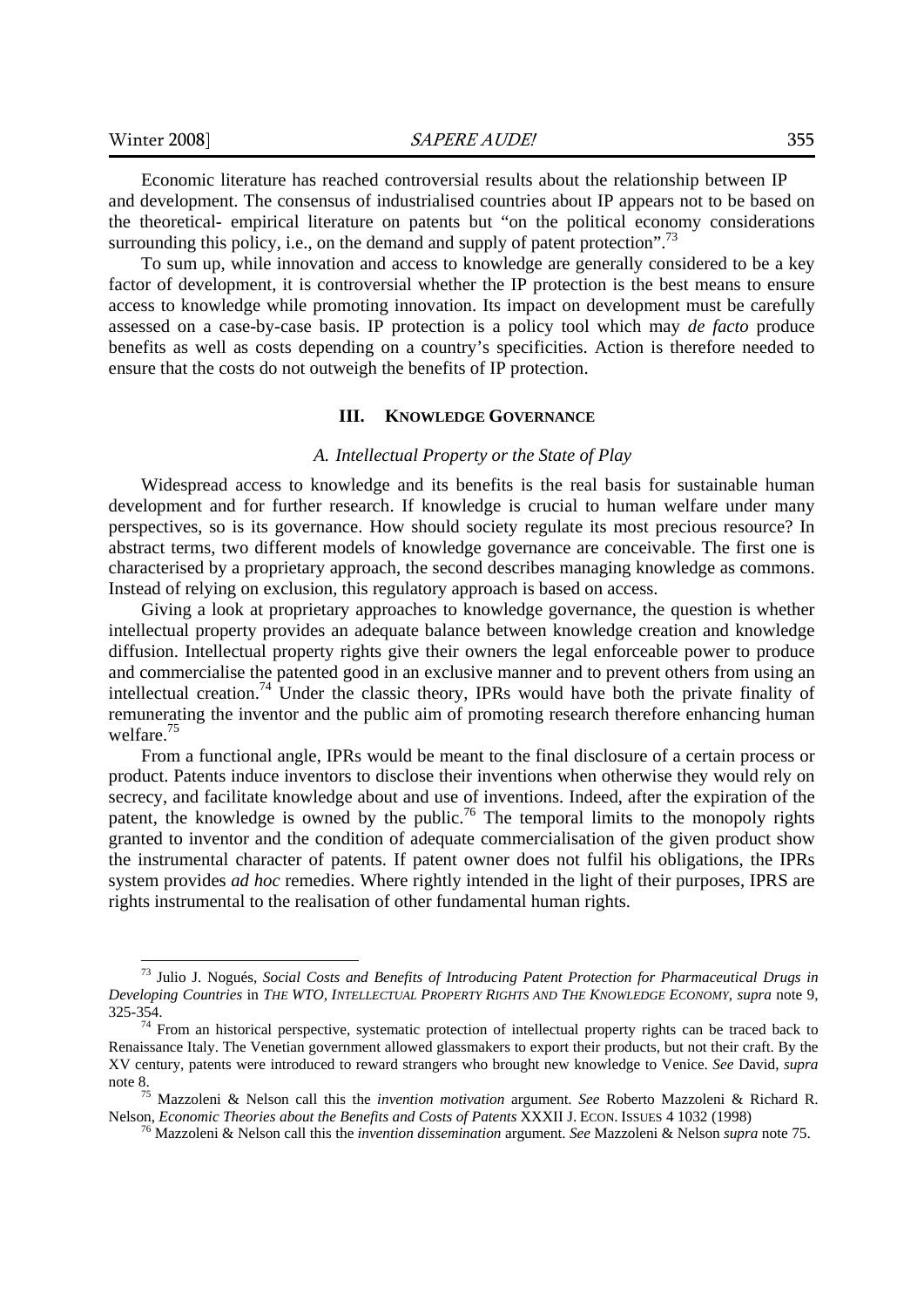Economic literature has reached controversial results about the relationship between IP and development. The consensus of industrialised countries about IP appears not to be based on the theoretical- empirical literature on patents but "on the political economy considerations surrounding this policy, i.e., on the demand and supply of patent protection".[73]

To sum up, while innovation and access to knowledge are generally considered to be a key factor of development, it is controversial whether the IP protection is the best means to ensure access to knowledge while promoting innovation. Its impact on development must be carefully assessed on a case-by-case basis. IP protection is a policy tool which may *de facto* produce benefits as well as costs depending on a country's specificities. Action is therefore needed to ensure that the costs do not outweigh the benefits of IP protection.

## III. KNOWLEDGE GOVERNANCE

### *A. Intellectual Property or the State of Play*

Widespread access to knowledge and its benefits is the real basis for sustainable human development and for further research. If knowledge is crucial to human welfare under many perspectives, so is its governance. How should society regulate its most precious resource? In abstract terms, two different models of knowledge governance are conceivable. The first one is characterised by a proprietary approach, the second describes managing knowledge as commons. Instead of relying on exclusion, this regulatory approach is based on access.

Giving a look at proprietary approaches to knowledge governance, the question is whether intellectual property provides an adequate balance between knowledge creation and knowledge diffusion. Intellectual property rights give their owners the legal enforceable power to produce and commercialise the patented good in an exclusive manner and to prevent others from using an intellectual creation.[74] Under the classic theory, IPRs would have both the private finality of remunerating the inventor and the public aim of promoting research therefore enhancing human welfare.[75]

From a functional angle, IPRs would be meant to the final disclosure of a certain process or product. Patents induce inventors to disclose their inventions when otherwise they would rely on secrecy, and facilitate knowledge about and use of inventions. Indeed, after the expiration of the patent, the knowledge is owned by the public.[76] The temporal limits to the monopoly rights granted to inventor and the condition of adequate commercialisation of the given product show the instrumental character of patents. If patent owner does not fulfil his obligations, the IPRs system provides *ad hoc* remedies. Where rightly intended in the light of their purposes, IPRS are rights instrumental to the realisation of other fundamental human rights.

---

[73] Julio J. Nogués, *Social Costs and Benefits of Introducing Patent Protection for Pharmaceutical Drugs in Developing Countries* in *THE WTO, INTELLECTUAL PROPERTY RIGHTS AND THE KNOWLEDGE ECONOMY*, *supra* note 9, 325-354.

[74] From an historical perspective, systematic protection of intellectual property rights can be traced back to Renaissance Italy. The Venetian government allowed glassmakers to export their products, but not their craft. By the XV century, patents were introduced to reward strangers who brought new knowledge to Venice. *See* David, *supra* note 8.

[75] Mazzoleni & Nelson call this the *invention motivation* argument. *See* Roberto Mazzoleni & Richard R. Nelson, *Economic Theories about the Benefits and Costs of Patents* XXXII J. ECON. ISSUES 4 1032 (1998)

[76] Mazzoleni & Nelson call this the *invention dissemination* argument. *See* Mazzoleni & Nelson *supra* note 75.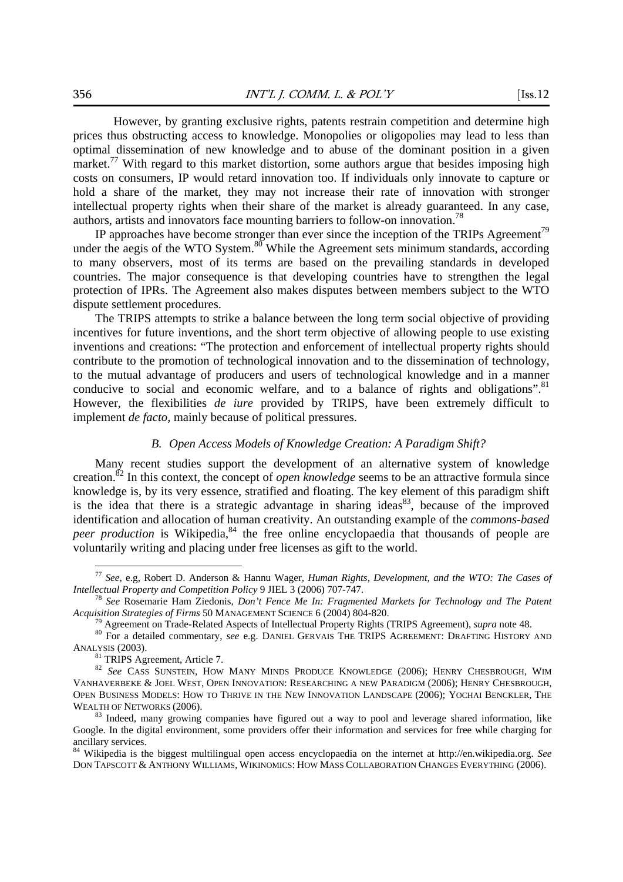However, by granting exclusive rights, patents restrain competition and determine high prices thus obstructing access to knowledge. Monopolies or oligopolies may lead to less than optimal dissemination of new knowledge and to abuse of the dominant position in a given market.[77] With regard to this market distortion, some authors argue that besides imposing high costs on consumers, IP would retard innovation too. If individuals only innovate to capture or hold a share of the market, they may not increase their rate of innovation with stronger intellectual property rights when their share of the market is already guaranteed. In any case, authors, artists and innovators face mounting barriers to follow-on innovation.[78]

IP approaches have become stronger than ever since the inception of the TRIPs Agreement[79] under the aegis of the WTO System.[80] While the Agreement sets minimum standards, according to many observers, most of its terms are based on the prevailing standards in developed countries. The major consequence is that developing countries have to strengthen the legal protection of IPRs. The Agreement also makes disputes between members subject to the WTO dispute settlement procedures.

The TRIPS attempts to strike a balance between the long term social objective of providing incentives for future inventions, and the short term objective of allowing people to use existing inventions and creations: "The protection and enforcement of intellectual property rights should contribute to the promotion of technological innovation and to the dissemination of technology, to the mutual advantage of producers and users of technological knowledge and in a manner conducive to social and economic welfare, and to a balance of rights and obligations".[81] However, the flexibilities *de iure* provided by TRIPS, have been extremely difficult to implement *de facto*, mainly because of political pressures.

### *B. Open Access Models of Knowledge Creation: A Paradigm Shift?*

Many recent studies support the development of an alternative system of knowledge creation.[82] In this context, the concept of *open knowledge* seems to be an attractive formula since knowledge is, by its very essence, stratified and floating. The key element of this paradigm shift is the idea that there is a strategic advantage in sharing ideas[83], because of the improved identification and allocation of human creativity. An outstanding example of the *commons-based peer production* is Wikipedia,[84] the free online encyclopaedia that thousands of people are voluntarily writing and placing under free licenses as gift to the world.

---

[77] *See*, e.g, Robert D. Anderson & Hannu Wager, *Human Rights, Development, and the WTO: The Cases of Intellectual Property and Competition Policy* 9 JIEL 3 (2006) 707-747.

[78] *See* Rosemarie Ham Ziedonis, *Don't Fence Me In: Fragmented Markets for Technology and The Patent Acquisition Strategies of Firms* 50 MANAGEMENT SCIENCE 6 (2004) 804-820.

[79] Agreement on Trade-Related Aspects of Intellectual Property Rights (TRIPS Agreement), *supra* note 48.

[80] For a detailed commentary, *see* e.g. DANIEL GERVAIS THE TRIPS AGREEMENT: DRAFTING HISTORY AND ANALYSIS (2003).

[81] TRIPS Agreement, Article 7.

[82] *See* CASS SUNSTEIN, HOW MANY MINDS PRODUCE KNOWLEDGE (2006); HENRY CHESBROUGH, WIM VANHAVERBEKE & JOEL WEST, OPEN INNOVATION: RESEARCHING A NEW PARADIGM (2006); HENRY CHESBROUGH, OPEN BUSINESS MODELS: HOW TO THRIVE IN THE NEW INNOVATION LANDSCAPE (2006); YOCHAI BENCKLER, THE WEALTH OF NETWORKS (2006).

[83] Indeed, many growing companies have figured out a way to pool and leverage shared information, like Google. In the digital environment, some providers offer their information and services for free while charging for ancillary services.

[84] Wikipedia is the biggest multilingual open access encyclopaedia on the internet at http://en.wikipedia.org. *See* DON TAPSCOTT & ANTHONY WILLIAMS, WIKINOMICS: HOW MASS COLLABORATION CHANGES EVERYTHING (2006).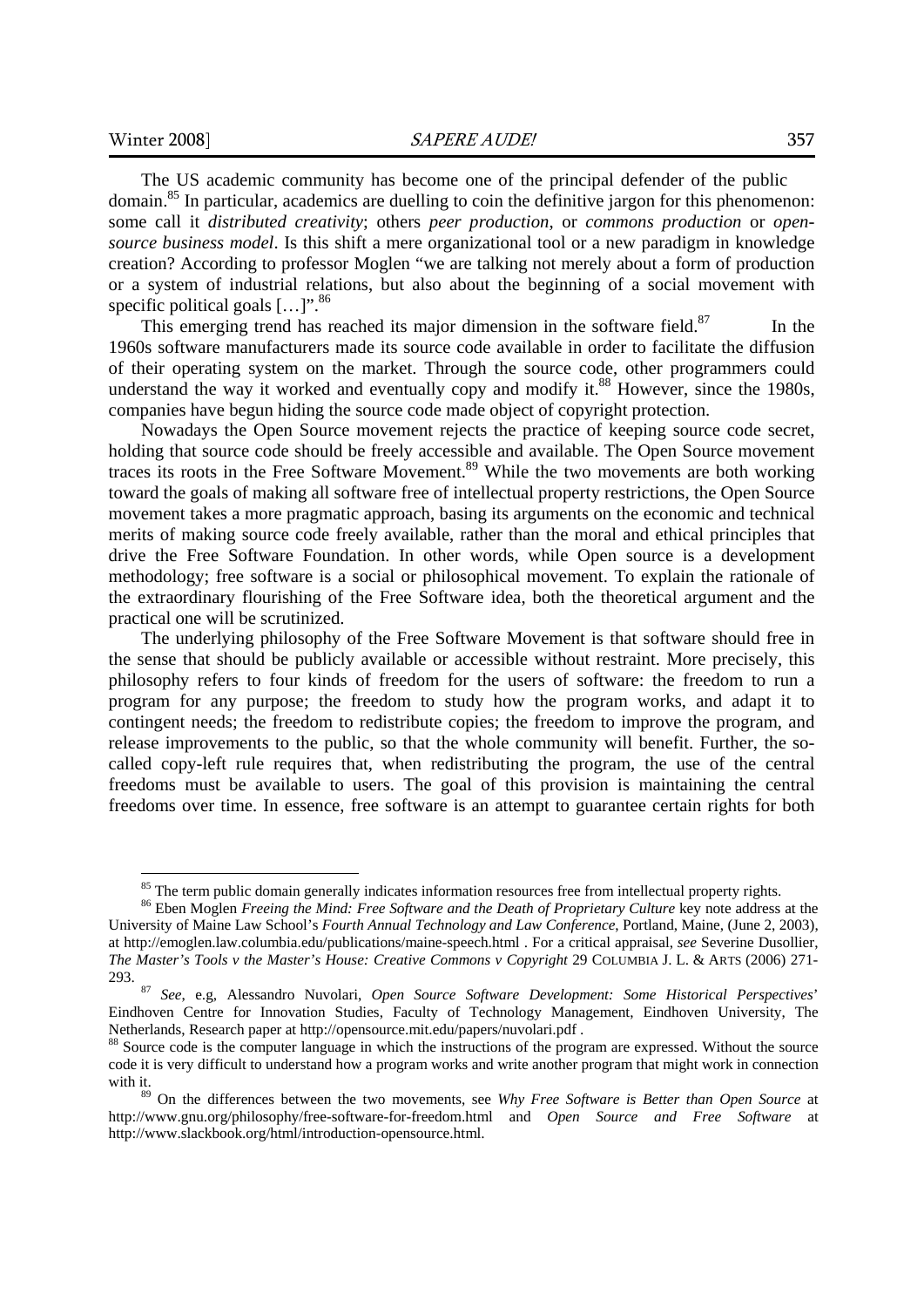The US academic community has become one of the principal defender of the public domain.[85] In particular, academics are duelling to coin the definitive jargon for this phenomenon: some call it *distributed creativity*; others *peer production*, or *commons production* or *open-source business model*. Is this shift a mere organizational tool or a new paradigm in knowledge creation? According to professor Moglen "we are talking not merely about a form of production or a system of industrial relations, but also about the beginning of a social movement with specific political goals […]".[86]

This emerging trend has reached its major dimension in the software field.[87] In the 1960s software manufacturers made its source code available in order to facilitate the diffusion of their operating system on the market. Through the source code, other programmers could understand the way it worked and eventually copy and modify it.[88] However, since the 1980s, companies have begun hiding the source code made object of copyright protection.

Nowadays the Open Source movement rejects the practice of keeping source code secret, holding that source code should be freely accessible and available. The Open Source movement traces its roots in the Free Software Movement.[89] While the two movements are both working toward the goals of making all software free of intellectual property restrictions, the Open Source movement takes a more pragmatic approach, basing its arguments on the economic and technical merits of making source code freely available, rather than the moral and ethical principles that drive the Free Software Foundation. In other words, while Open source is a development methodology; free software is a social or philosophical movement. To explain the rationale of the extraordinary flourishing of the Free Software idea, both the theoretical argument and the practical one will be scrutinized.

The underlying philosophy of the Free Software Movement is that software should free in the sense that should be publicly available or accessible without restraint. More precisely, this philosophy refers to four kinds of freedom for the users of software: the freedom to run a program for any purpose; the freedom to study how the program works, and adapt it to contingent needs; the freedom to redistribute copies; the freedom to improve the program, and release improvements to the public, so that the whole community will benefit. Further, the so-called copy-left rule requires that, when redistributing the program, the use of the central freedoms must be available to users. The goal of this provision is maintaining the central freedoms over time. In essence, free software is an attempt to guarantee certain rights for both

---

[85] The term public domain generally indicates information resources free from intellectual property rights.

[86] Eben Moglen *Freeing the Mind: Free Software and the Death of Proprietary Culture* key note address at the University of Maine Law School's *Fourth Annual Technology and Law Conference*, Portland, Maine, (June 2, 2003), at http://emoglen.law.columbia.edu/publications/maine-speech.html . For a critical appraisal, *see* Severine Dusollier, *The Master's Tools v the Master's House: Creative Commons v Copyright* 29 COLUMBIA J. L. & ARTS (2006) 271-293.

[87] *See*, e.g, Alessandro Nuvolari, *Open Source Software Development: Some Historical Perspectives*' Eindhoven Centre for Innovation Studies, Faculty of Technology Management, Eindhoven University, The Netherlands, Research paper at http://opensource.mit.edu/papers/nuvolari.pdf .

[88] Source code is the computer language in which the instructions of the program are expressed. Without the source code it is very difficult to understand how a program works and write another program that might work in connection with it.

[89] On the differences between the two movements, see *Why Free Software is Better than Open Source* at http://www.gnu.org/philosophy/free-software-for-freedom.html and *Open Source and Free Software* at http://www.slackbook.org/html/introduction-opensource.html.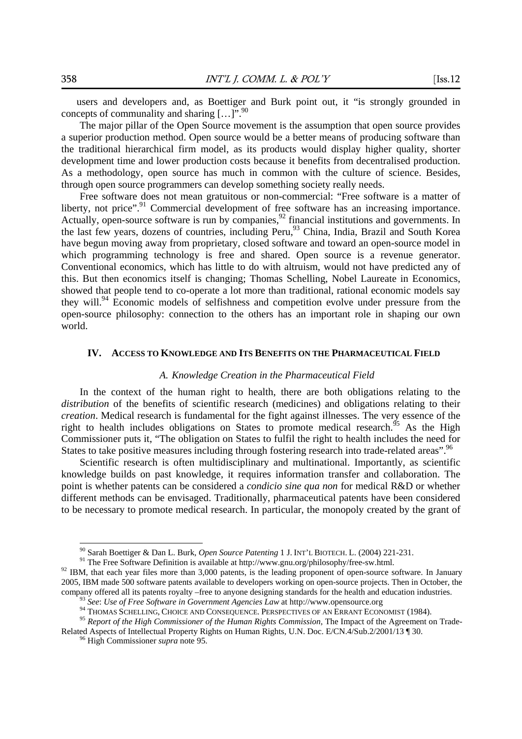users and developers and, as Boettiger and Burk point out, it "is strongly grounded in concepts of communality and sharing […]".[90]

The major pillar of the Open Source movement is the assumption that open source provides a superior production method. Open source would be a better means of producing software than the traditional hierarchical firm model, as its products would display higher quality, shorter development time and lower production costs because it benefits from decentralised production. As a methodology, open source has much in common with the culture of science. Besides, through open source programmers can develop something society really needs.

Free software does not mean gratuitous or non-commercial: "Free software is a matter of liberty, not price".[91] Commercial development of free software has an increasing importance. Actually, open-source software is run by companies,[92] financial institutions and governments. In the last few years, dozens of countries, including Peru,[93] China, India, Brazil and South Korea have begun moving away from proprietary, closed software and toward an open-source model in which programming technology is free and shared. Open source is a revenue generator. Conventional economics, which has little to do with altruism, would not have predicted any of this. But then economics itself is changing; Thomas Schelling, Nobel Laureate in Economics, showed that people tend to co-operate a lot more than traditional, rational economic models say they will.[94] Economic models of selfishness and competition evolve under pressure from the open-source philosophy: connection to the others has an important role in shaping our own world.

## IV. Access to Knowledge and Its Benefits on the Pharmaceutical Field

### *A. Knowledge Creation in the Pharmaceutical Field*

In the context of the human right to health, there are both obligations relating to the *distribution* of the benefits of scientific research (medicines) and obligations relating to their *creation*. Medical research is fundamental for the fight against illnesses. The very essence of the right to health includes obligations on States to promote medical research.[95] As the High Commissioner puts it, "The obligation on States to fulfil the right to health includes the need for States to take positive measures including through fostering research into trade-related areas".[96]

Scientific research is often multidisciplinary and multinational. Importantly, as scientific knowledge builds on past knowledge, it requires information transfer and collaboration. The point is whether patents can be considered a *condicio sine qua non* for medical R&D or whether different methods can be envisaged. Traditionally, pharmaceutical patents have been considered to be necessary to promote medical research. In particular, the monopoly created by the grant of

---

[90] Sarah Boettiger & Dan L. Burk, *Open Source Patenting* 1 J. INT'L BIOTECH. L. (2004) 221-231.

[91] The Free Software Definition is available at http://www.gnu.org/philosophy/free-sw.html.

[92] IBM, that each year files more than 3,000 patents, is the leading proponent of open-source software. In January 2005, IBM made 500 software patents available to developers working on open-source projects. Then in October, the company offered all its patents royalty –free to anyone designing standards for the health and education industries.

[93] *See*: *Use of Free Software in Government Agencies Law* at http://www.opensource.org

[94] THOMAS SCHELLING, CHOICE AND CONSEQUENCE. PERSPECTIVES OF AN ERRANT ECONOMIST (1984).

[95] *Report of the High Commissioner of the Human Rights Commission*, The Impact of the Agreement on Trade-Related Aspects of Intellectual Property Rights on Human Rights, U.N. Doc. E/CN.4/Sub.2/2001/13 ¶ 30.

[96] High Commissioner *supra* note 95.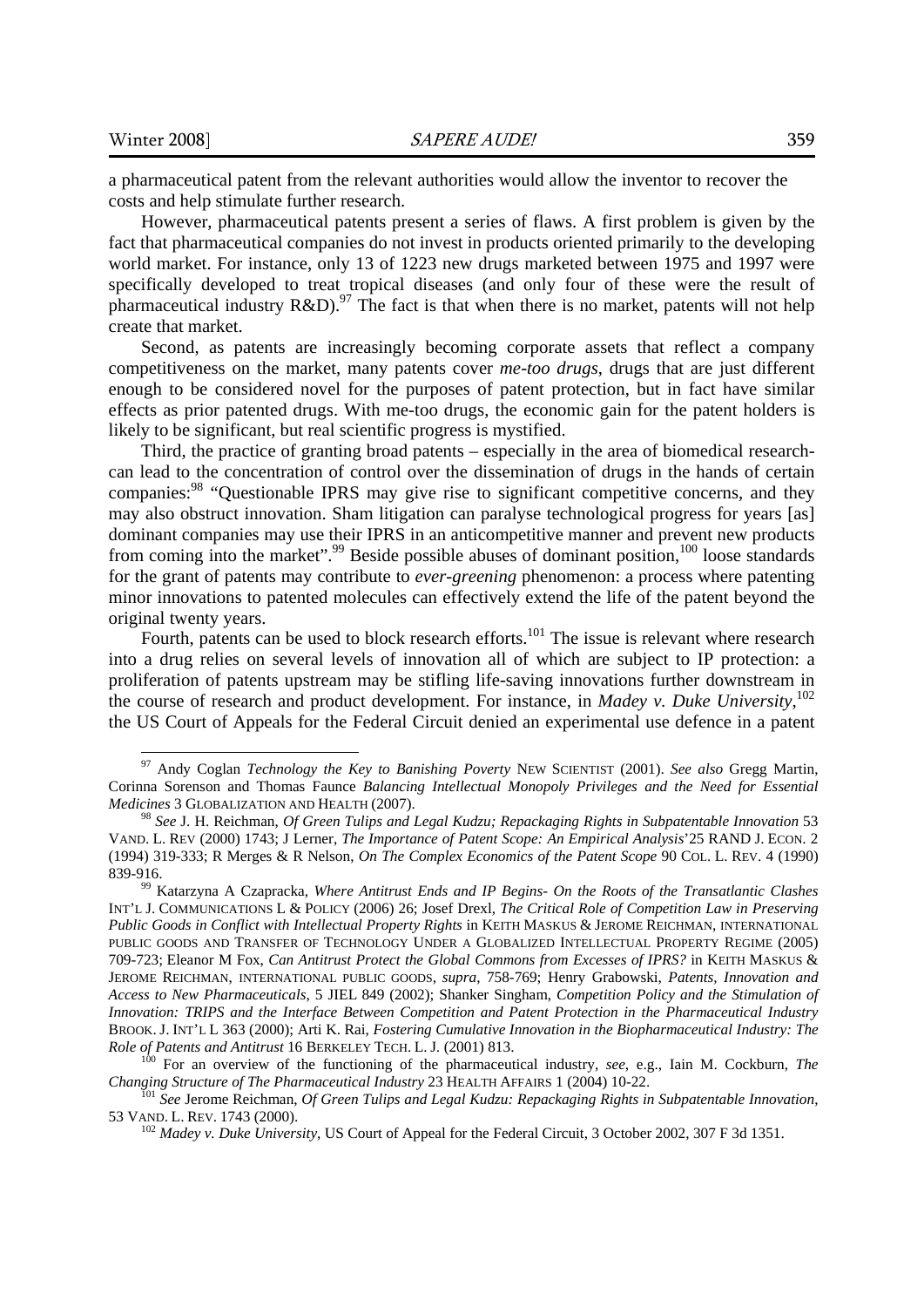a pharmaceutical patent from the relevant authorities would allow the inventor to recover the costs and help stimulate further research.

However, pharmaceutical patents present a series of flaws. A first problem is given by the fact that pharmaceutical companies do not invest in products oriented primarily to the developing world market. For instance, only 13 of 1223 new drugs marketed between 1975 and 1997 were specifically developed to treat tropical diseases (and only four of these were the result of pharmaceutical industry R&D).[97] The fact is that when there is no market, patents will not help create that market.

Second, as patents are increasingly becoming corporate assets that reflect a company competitiveness on the market, many patents cover *me-too drugs*, drugs that are just different enough to be considered novel for the purposes of patent protection, but in fact have similar effects as prior patented drugs. With me-too drugs, the economic gain for the patent holders is likely to be significant, but real scientific progress is mystified.

Third, the practice of granting broad patents – especially in the area of biomedical research- can lead to the concentration of control over the dissemination of drugs in the hands of certain companies:[98] "Questionable IPRS may give rise to significant competitive concerns, and they may also obstruct innovation. Sham litigation can paralyse technological progress for years [as] dominant companies may use their IPRS in an anticompetitive manner and prevent new products from coming into the market".[99] Beside possible abuses of dominant position,[100] loose standards for the grant of patents may contribute to *ever-greening* phenomenon: a process where patenting minor innovations to patented molecules can effectively extend the life of the patent beyond the original twenty years.

Fourth, patents can be used to block research efforts.[101] The issue is relevant where research into a drug relies on several levels of innovation all of which are subject to IP protection: a proliferation of patents upstream may be stifling life-saving innovations further downstream in the course of research and product development. For instance, in *Madey v. Duke University*,[102] the US Court of Appeals for the Federal Circuit denied an experimental use defence in a patent

---

[97] Andy Coglan *Technology the Key to Banishing Poverty* NEW SCIENTIST (2001). *See also* Gregg Martin, Corinna Sorenson and Thomas Faunce *Balancing Intellectual Monopoly Privileges and the Need for Essential Medicines* 3 GLOBALIZATION AND HEALTH (2007).

[98] *See* J. H. Reichman, *Of Green Tulips and Legal Kudzu; Repackaging Rights in Subpatentable Innovation* 53 VAND. L. REV (2000) 1743; J Lerner, *The Importance of Patent Scope: An Empirical Analysis*'25 RAND J. ECON. 2 (1994) 319-333; R Merges & R Nelson, *On The Complex Economics of the Patent Scope* 90 COL. L. REV. 4 (1990) 839-916.

[99] Katarzyna A Czapracka, *Where Antitrust Ends and IP Begins- On the Roots of the Transatlantic Clashes* INT'L J. COMMUNICATIONS L & POLICY (2006) 26; Josef Drexl, *The Critical Role of Competition Law in Preserving Public Goods in Conflict with Intellectual Property Rights* in KEITH MASKUS & JEROME REICHMAN, INTERNATIONAL PUBLIC GOODS AND TRANSFER OF TECHNOLOGY UNDER A GLOBALIZED INTELLECTUAL PROPERTY REGIME (2005) 709-723; Eleanor M Fox, *Can Antitrust Protect the Global Commons from Excesses of IPRS?* in KEITH MASKUS & JEROME REICHMAN, INTERNATIONAL PUBLIC GOODS, *supra*, 758-769; Henry Grabowski, *Patents, Innovation and Access to New Pharmaceuticals*, 5 JIEL 849 (2002); Shanker Singham, *Competition Policy and the Stimulation of Innovation: TRIPS and the Interface Between Competition and Patent Protection in the Pharmaceutical Industry* BROOK. J. INT'L L 363 (2000); Arti K. Rai, *Fostering Cumulative Innovation in the Biopharmaceutical Industry: The Role of Patents and Antitrust* 16 BERKELEY TECH. L. J. (2001) 813.

[100] For an overview of the functioning of the pharmaceutical industry, *see*, e.g., Iain M. Cockburn, *The Changing Structure of The Pharmaceutical Industry* 23 HEALTH AFFAIRS 1 (2004) 10-22.

[101] *See* Jerome Reichman, *Of Green Tulips and Legal Kudzu: Repackaging Rights in Subpatentable Innovation*, 53 VAND. L. REV. 1743 (2000).

[102] *Madey v. Duke University*, US Court of Appeal for the Federal Circuit, 3 October 2002, 307 F 3d 1351.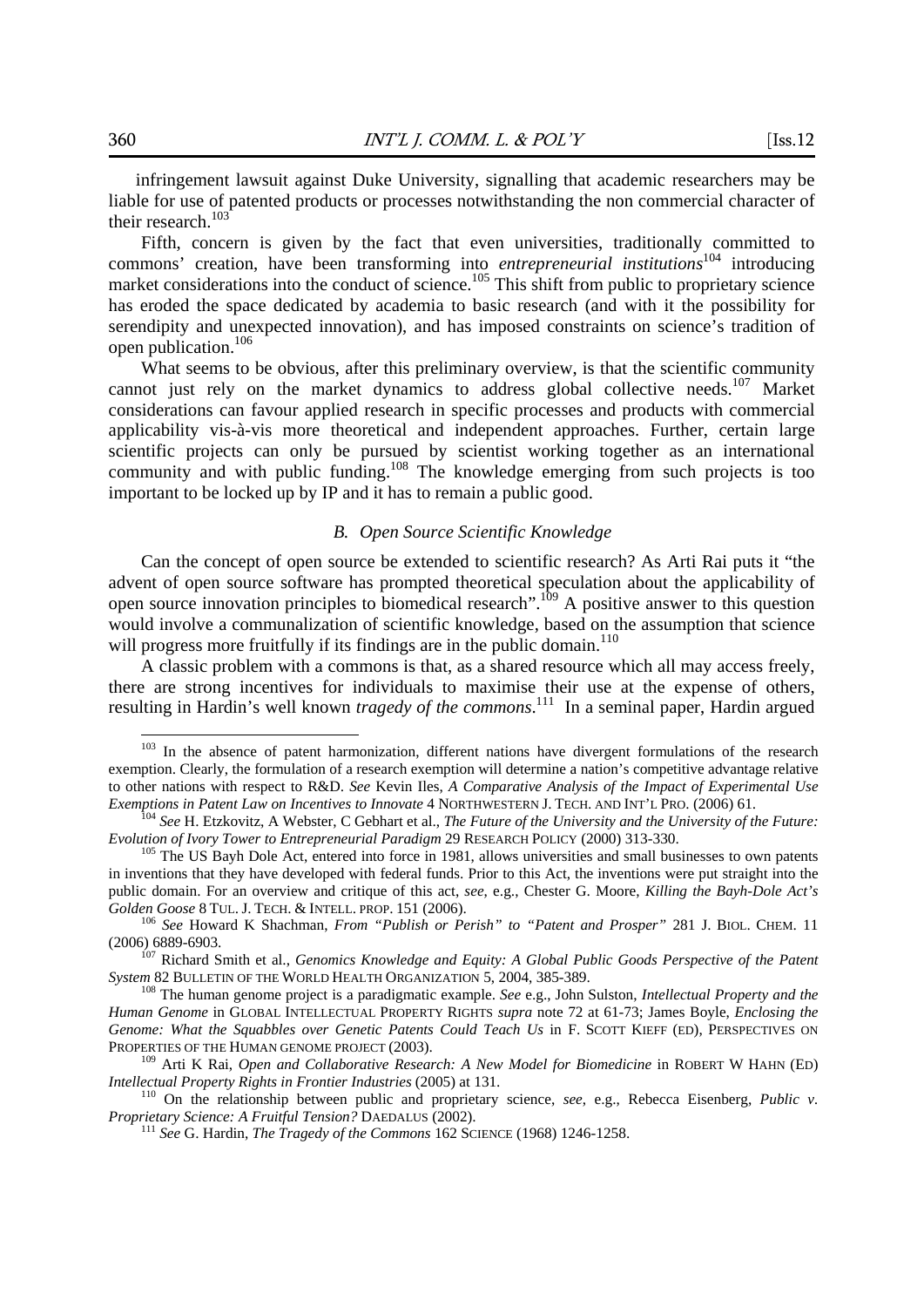infringement lawsuit against Duke University, signalling that academic researchers may be liable for use of patented products or processes notwithstanding the non commercial character of their research.[103]

Fifth, concern is given by the fact that even universities, traditionally committed to commons' creation, have been transforming into *entrepreneurial institutions*[104] introducing market considerations into the conduct of science.[105] This shift from public to proprietary science has eroded the space dedicated by academia to basic research (and with it the possibility for serendipity and unexpected innovation), and has imposed constraints on science's tradition of open publication.[106]

What seems to be obvious, after this preliminary overview, is that the scientific community cannot just rely on the market dynamics to address global collective needs.[107] Market considerations can favour applied research in specific processes and products with commercial applicability vis-à-vis more theoretical and independent approaches. Further, certain large scientific projects can only be pursued by scientist working together as an international community and with public funding.[108] The knowledge emerging from such projects is too important to be locked up by IP and it has to remain a public good.

### *B. Open Source Scientific Knowledge*

Can the concept of open source be extended to scientific research? As Arti Rai puts it "the advent of open source software has prompted theoretical speculation about the applicability of open source innovation principles to biomedical research".[109] A positive answer to this question would involve a communalization of scientific knowledge, based on the assumption that science will progress more fruitfully if its findings are in the public domain.[110]

A classic problem with a commons is that, as a shared resource which all may access freely, there are strong incentives for individuals to maximise their use at the expense of others, resulting in Hardin's well known *tragedy of the commons*.[111] In a seminal paper, Hardin argued

---

[103] In the absence of patent harmonization, different nations have divergent formulations of the research exemption. Clearly, the formulation of a research exemption will determine a nation's competitive advantage relative to other nations with respect to R&D. *See* Kevin Iles, *A Comparative Analysis of the Impact of Experimental Use Exemptions in Patent Law on Incentives to Innovate* 4 NORTHWESTERN J. TECH. AND INT'L PRO. (2006) 61.

[104] *See* H. Etzkovitz, A Webster, C Gebhart et al., *The Future of the University and the University of the Future: Evolution of Ivory Tower to Entrepreneurial Paradigm* 29 RESEARCH POLICY (2000) 313-330.

[105] The US Bayh Dole Act, entered into force in 1981, allows universities and small businesses to own patents in inventions that they have developed with federal funds. Prior to this Act, the inventions were put straight into the public domain. For an overview and critique of this act, *see*, e.g., Chester G. Moore, *Killing the Bayh-Dole Act's Golden Goose* 8 TUL. J. TECH. & INTELL. PROP. 151 (2006).

[106] *See* Howard K Shachman, *From "Publish or Perish" to "Patent and Prosper"* 281 J. BIOL. CHEM. 11 (2006) 6889-6903.

[107] Richard Smith et al., *Genomics Knowledge and Equity: A Global Public Goods Perspective of the Patent System* 82 BULLETIN OF THE WORLD HEALTH ORGANIZATION 5, 2004, 385-389.

[108] The human genome project is a paradigmatic example. *See* e.g., John Sulston, *Intellectual Property and the Human Genome* in GLOBAL INTELLECTUAL PROPERTY RIGHTS *supra* note 72 at 61-73; James Boyle, *Enclosing the Genome: What the Squabbles over Genetic Patents Could Teach Us* in F. SCOTT KIEFF (ED), PERSPECTIVES ON PROPERTIES OF THE HUMAN GENOME PROJECT (2003).

[109] Arti K Rai, *Open and Collaborative Research: A New Model for Biomedicine* in ROBERT W HAHN (ED) *Intellectual Property Rights in Frontier Industries* (2005) at 131.

[110] On the relationship between public and proprietary science, *see*, e.g., Rebecca Eisenberg, *Public v. Proprietary Science: A Fruitful Tension?* DAEDALUS (2002).

[111] *See* G. Hardin, *The Tragedy of the Commons* 162 SCIENCE (1968) 1246-1258.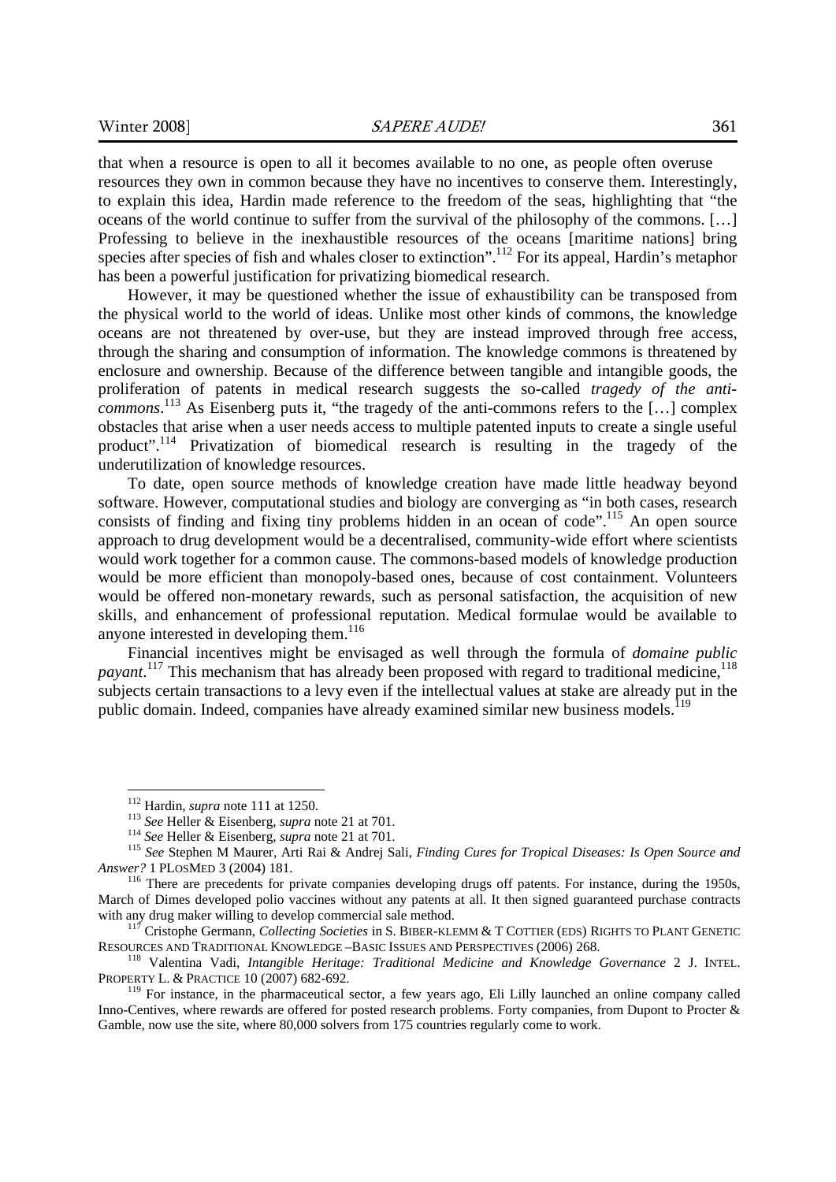that when a resource is open to all it becomes available to no one, as people often overuse resources they own in common because they have no incentives to conserve them. Interestingly, to explain this idea, Hardin made reference to the freedom of the seas, highlighting that "the oceans of the world continue to suffer from the survival of the philosophy of the commons. […] Professing to believe in the inexhaustible resources of the oceans [maritime nations] bring species after species of fish and whales closer to extinction".[112] For its appeal, Hardin's metaphor has been a powerful justification for privatizing biomedical research.

However, it may be questioned whether the issue of exhaustibility can be transposed from the physical world to the world of ideas. Unlike most other kinds of commons, the knowledge oceans are not threatened by over-use, but they are instead improved through free access, through the sharing and consumption of information. The knowledge commons is threatened by enclosure and ownership. Because of the difference between tangible and intangible goods, the proliferation of patents in medical research suggests the so-called *tragedy of the anti-commons*.[113] As Eisenberg puts it, "the tragedy of the anti-commons refers to the […] complex obstacles that arise when a user needs access to multiple patented inputs to create a single useful product".[114] Privatization of biomedical research is resulting in the tragedy of the underutilization of knowledge resources.

To date, open source methods of knowledge creation have made little headway beyond software. However, computational studies and biology are converging as "in both cases, research consists of finding and fixing tiny problems hidden in an ocean of code".[115] An open source approach to drug development would be a decentralised, community-wide effort where scientists would work together for a common cause. The commons-based models of knowledge production would be more efficient than monopoly-based ones, because of cost containment. Volunteers would be offered non-monetary rewards, such as personal satisfaction, the acquisition of new skills, and enhancement of professional reputation. Medical formulae would be available to anyone interested in developing them.[116]

Financial incentives might be envisaged as well through the formula of *domaine public payant*.[117] This mechanism that has already been proposed with regard to traditional medicine,[118] subjects certain transactions to a levy even if the intellectual values at stake are already put in the public domain. Indeed, companies have already examined similar new business models.[119]

---

[112] Hardin, *supra* note 111 at 1250.

[113] *See* Heller & Eisenberg, *supra* note 21 at 701.

[114] *See* Heller & Eisenberg, *supra* note 21 at 701.

[115] *See* Stephen M Maurer, Arti Rai & Andrej Sali, *Finding Cures for Tropical Diseases: Is Open Source and Answer?* 1 PLOSMED 3 (2004) 181.

[116] There are precedents for private companies developing drugs off patents. For instance, during the 1950s, March of Dimes developed polio vaccines without any patents at all. It then signed guaranteed purchase contracts with any drug maker willing to develop commercial sale method.

[117] Cristophe Germann, *Collecting Societies* in S. BIBER-KLEMM & T COTTIER (EDS) RIGHTS TO PLANT GENETIC RESOURCES AND TRADITIONAL KNOWLEDGE –BASIC ISSUES AND PERSPECTIVES (2006) 268.

[118] Valentina Vadi, *Intangible Heritage: Traditional Medicine and Knowledge Governance* 2 J. INTEL. PROPERTY L. & PRACTICE 10 (2007) 682-692.

[119] For instance, in the pharmaceutical sector, a few years ago, Eli Lilly launched an online company called Inno-Centives, where rewards are offered for posted research problems. Forty companies, from Dupont to Procter & Gamble, now use the site, where 80,000 solvers from 175 countries regularly come to work.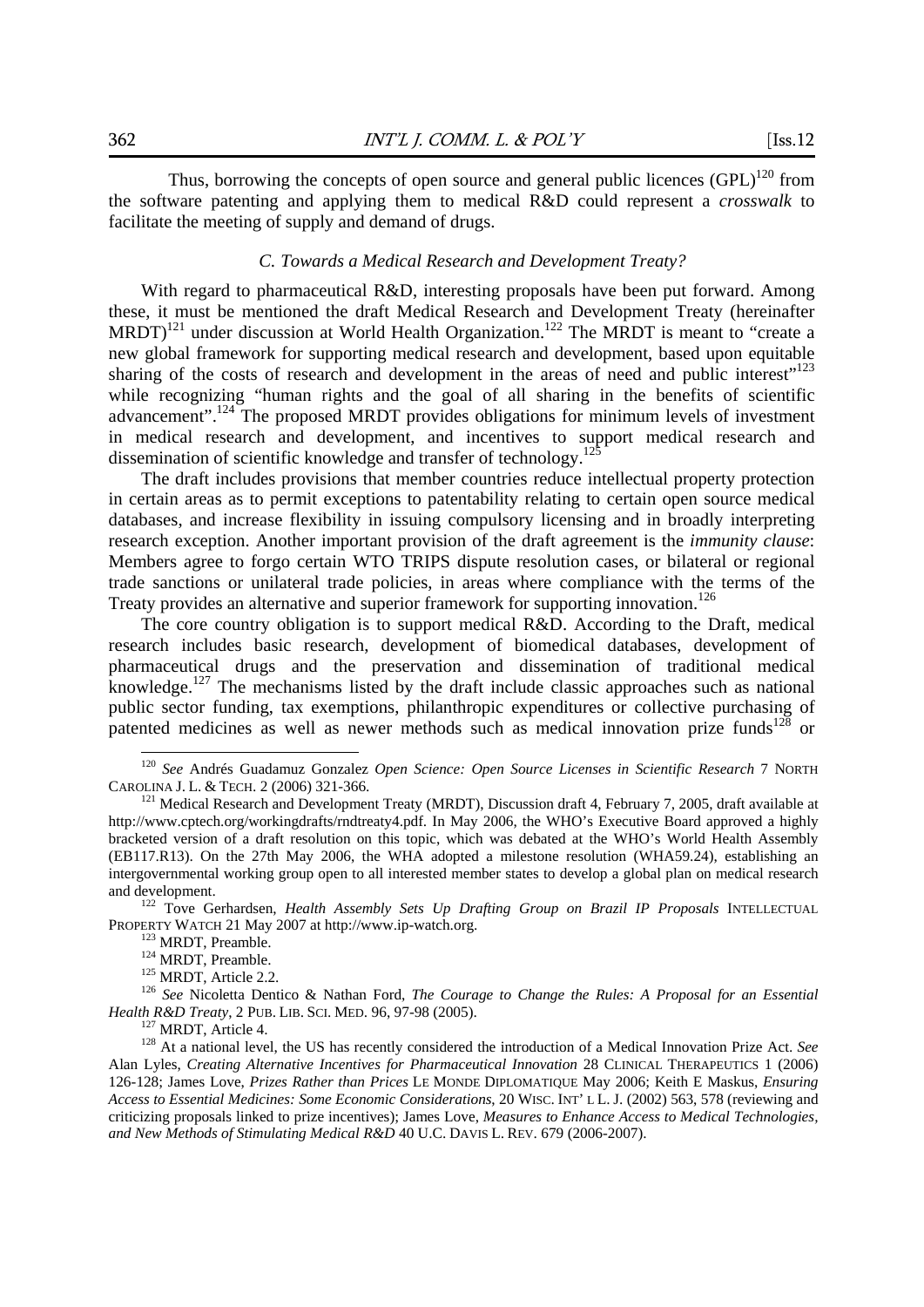Thus, borrowing the concepts of open source and general public licences (GPL)[120] from the software patenting and applying them to medical R&D could represent a *crosswalk* to facilitate the meeting of supply and demand of drugs.

### *C. Towards a Medical Research and Development Treaty?*

With regard to pharmaceutical R&D, interesting proposals have been put forward. Among these, it must be mentioned the draft Medical Research and Development Treaty (hereinafter MRDT)[121] under discussion at World Health Organization.[122] The MRDT is meant to "create a new global framework for supporting medical research and development, based upon equitable sharing of the costs of research and development in the areas of need and public interest"[123] while recognizing "human rights and the goal of all sharing in the benefits of scientific advancement".[124] The proposed MRDT provides obligations for minimum levels of investment in medical research and development, and incentives to support medical research and dissemination of scientific knowledge and transfer of technology.[125]

The draft includes provisions that member countries reduce intellectual property protection in certain areas as to permit exceptions to patentability relating to certain open source medical databases, and increase flexibility in issuing compulsory licensing and in broadly interpreting research exception. Another important provision of the draft agreement is the *immunity clause*: Members agree to forgo certain WTO TRIPS dispute resolution cases, or bilateral or regional trade sanctions or unilateral trade policies, in areas where compliance with the terms of the Treaty provides an alternative and superior framework for supporting innovation.[126]

The core country obligation is to support medical R&D. According to the Draft, medical research includes basic research, development of biomedical databases, development of pharmaceutical drugs and the preservation and dissemination of traditional medical knowledge.[127] The mechanisms listed by the draft include classic approaches such as national public sector funding, tax exemptions, philanthropic expenditures or collective purchasing of patented medicines as well as newer methods such as medical innovation prize funds[128] or

---

[120] *See* Andrés Guadamuz Gonzalez *Open Science: Open Source Licenses in Scientific Research* 7 NORTH CAROLINA J. L. & TECH. 2 (2006) 321-366.

[121] Medical Research and Development Treaty (MRDT), Discussion draft 4, February 7, 2005, draft available at http://www.cptech.org/workingdrafts/rndtreaty4.pdf. In May 2006, the WHO's Executive Board approved a highly bracketed version of a draft resolution on this topic, which was debated at the WHO's World Health Assembly (EB117.R13). On the 27th May 2006, the WHA adopted a milestone resolution (WHA59.24), establishing an intergovernmental working group open to all interested member states to develop a global plan on medical research and development.

[122] Tove Gerhardsen, *Health Assembly Sets Up Drafting Group on Brazil IP Proposals* INTELLECTUAL PROPERTY WATCH 21 May 2007 at http://www.ip-watch.org.

[123] MRDT, Preamble.

[124] MRDT, Preamble.

[125] MRDT, Article 2.2.

[126] *See* Nicoletta Dentico & Nathan Ford, *The Courage to Change the Rules: A Proposal for an Essential Health R&D Treaty*, 2 PUB. LIB. SCI. MED. 96, 97-98 (2005).

[127] MRDT, Article 4.

[128] At a national level, the US has recently considered the introduction of a Medical Innovation Prize Act. *See* Alan Lyles, *Creating Alternative Incentives for Pharmaceutical Innovation* 28 CLINICAL THERAPEUTICS 1 (2006) 126-128; James Love, *Prizes Rather than Prices* LE MONDE DIPLOMATIQUE May 2006; Keith E Maskus, *Ensuring Access to Essential Medicines: Some Economic Considerations*, 20 WISC. INT' L L. J. (2002) 563, 578 (reviewing and criticizing proposals linked to prize incentives); James Love, *Measures to Enhance Access to Medical Technologies, and New Methods of Stimulating Medical R&D* 40 U.C. DAVIS L. REV. 679 (2006-2007).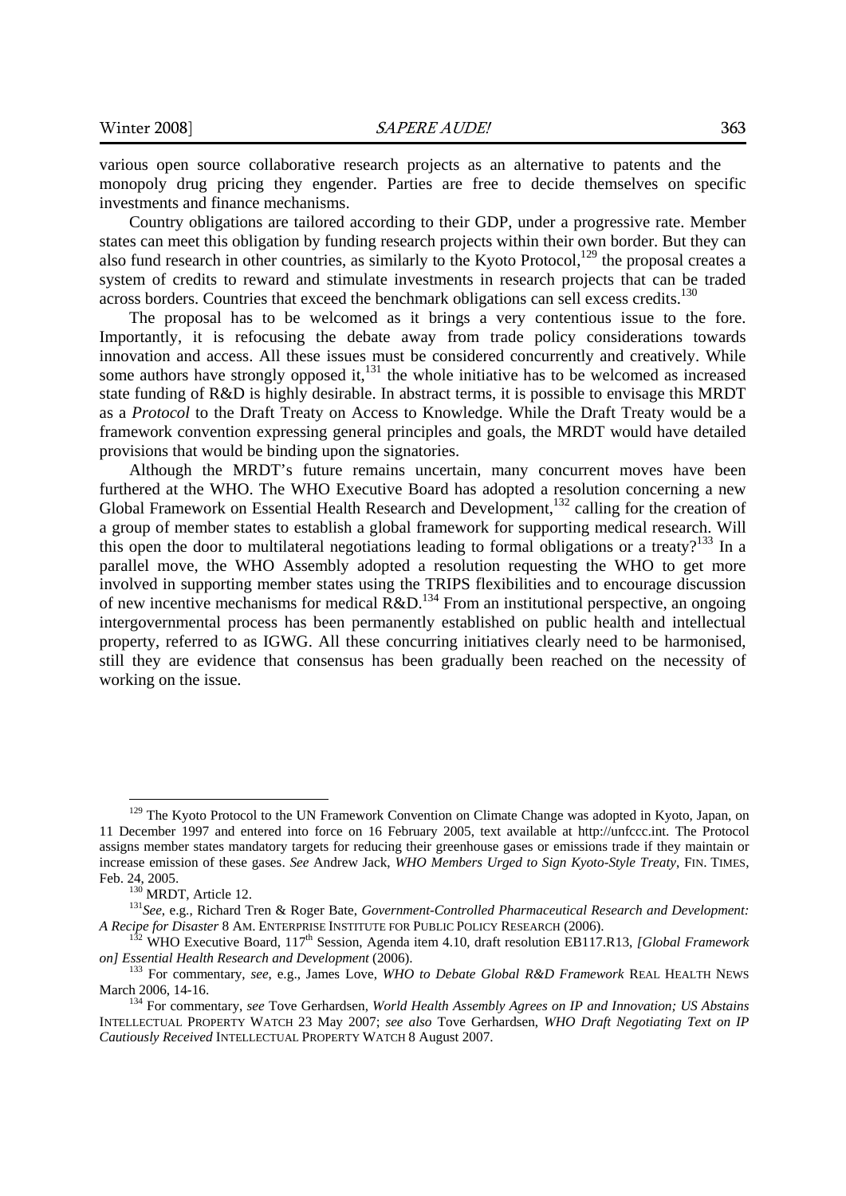various open source collaborative research projects as an alternative to patents and the monopoly drug pricing they engender. Parties are free to decide themselves on specific investments and finance mechanisms.

Country obligations are tailored according to their GDP, under a progressive rate. Member states can meet this obligation by funding research projects within their own border. But they can also fund research in other countries, as similarly to the Kyoto Protocol,[129] the proposal creates a system of credits to reward and stimulate investments in research projects that can be traded across borders. Countries that exceed the benchmark obligations can sell excess credits.[130]

The proposal has to be welcomed as it brings a very contentious issue to the fore. Importantly, it is refocusing the debate away from trade policy considerations towards innovation and access. All these issues must be considered concurrently and creatively. While some authors have strongly opposed it,[131] the whole initiative has to be welcomed as increased state funding of R&D is highly desirable. In abstract terms, it is possible to envisage this MRDT as a *Protocol* to the Draft Treaty on Access to Knowledge. While the Draft Treaty would be a framework convention expressing general principles and goals, the MRDT would have detailed provisions that would be binding upon the signatories.

Although the MRDT's future remains uncertain, many concurrent moves have been furthered at the WHO. The WHO Executive Board has adopted a resolution concerning a new Global Framework on Essential Health Research and Development,[132] calling for the creation of a group of member states to establish a global framework for supporting medical research. Will this open the door to multilateral negotiations leading to formal obligations or a treaty?[133] In a parallel move, the WHO Assembly adopted a resolution requesting the WHO to get more involved in supporting member states using the TRIPS flexibilities and to encourage discussion of new incentive mechanisms for medical R&D.[134] From an institutional perspective, an ongoing intergovernmental process has been permanently established on public health and intellectual property, referred to as IGWG. All these concurring initiatives clearly need to be harmonised, still they are evidence that consensus has been gradually been reached on the necessity of working on the issue.

---

[129] The Kyoto Protocol to the UN Framework Convention on Climate Change was adopted in Kyoto, Japan, on 11 December 1997 and entered into force on 16 February 2005, text available at http://unfccc.int. The Protocol assigns member states mandatory targets for reducing their greenhouse gases or emissions trade if they maintain or increase emission of these gases. *See* Andrew Jack, *WHO Members Urged to Sign Kyoto-Style Treaty*, FIN. TIMES, Feb. 24, 2005.

[130] MRDT, Article 12.

[131] *See*, e.g., Richard Tren & Roger Bate, *Government-Controlled Pharmaceutical Research and Development: A Recipe for Disaster* 8 AM. ENTERPRISE INSTITUTE FOR PUBLIC POLICY RESEARCH (2006).

[132] WHO Executive Board, 117th Session, Agenda item 4.10, draft resolution EB117.R13, *[Global Framework on] Essential Health Research and Development* (2006).

[133] For commentary, *see*, e.g., James Love, *WHO to Debate Global R&D Framework* REAL HEALTH NEWS March 2006, 14-16.

[134] For commentary, *see* Tove Gerhardsen, *World Health Assembly Agrees on IP and Innovation; US Abstains* INTELLECTUAL PROPERTY WATCH 23 May 2007; *see also* Tove Gerhardsen, *WHO Draft Negotiating Text on IP Cautiously Received* INTELLECTUAL PROPERTY WATCH 8 August 2007.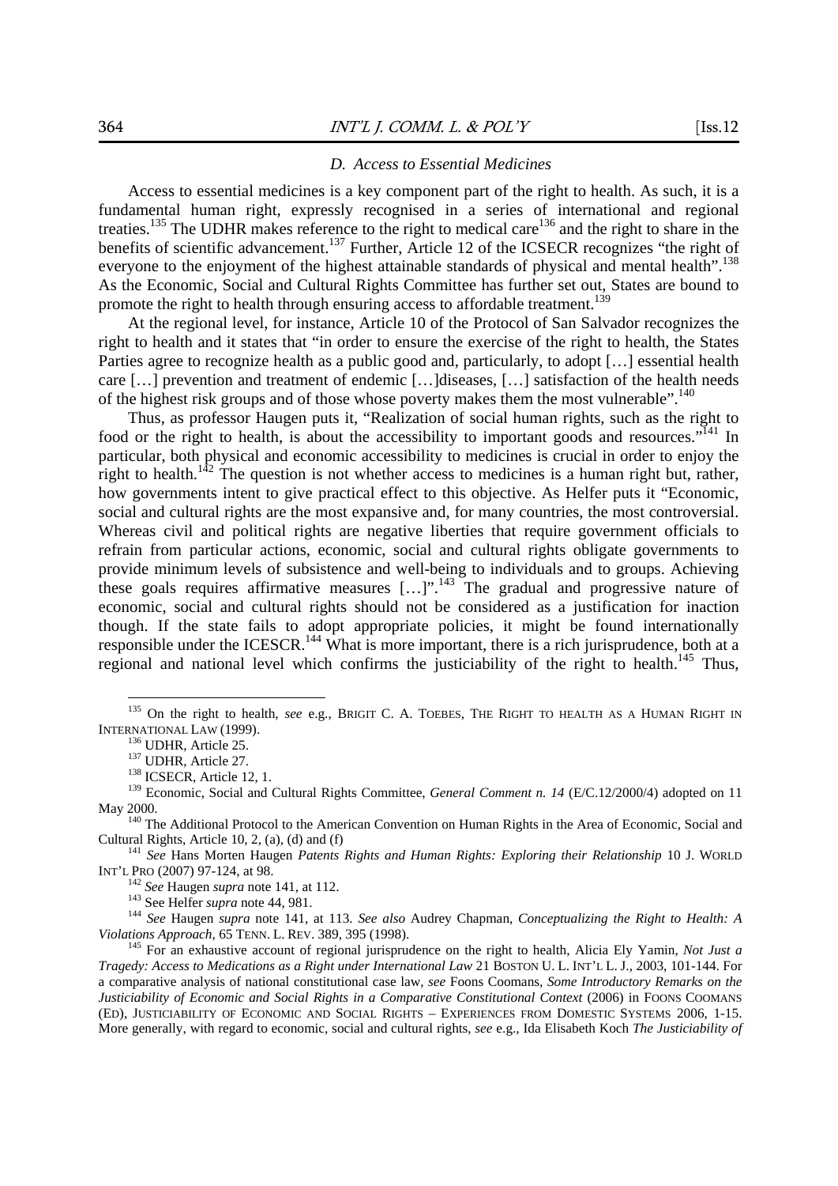### D. Access to Essential Medicines

Access to essential medicines is a key component part of the right to health. As such, it is a fundamental human right, expressly recognised in a series of international and regional treaties.[135] The UDHR makes reference to the right to medical care[136] and the right to share in the benefits of scientific advancement.[137] Further, Article 12 of the ICSECR recognizes "the right of everyone to the enjoyment of the highest attainable standards of physical and mental health".[138] As the Economic, Social and Cultural Rights Committee has further set out, States are bound to promote the right to health through ensuring access to affordable treatment.[139]

At the regional level, for instance, Article 10 of the Protocol of San Salvador recognizes the right to health and it states that "in order to ensure the exercise of the right to health, the States Parties agree to recognize health as a public good and, particularly, to adopt […] essential health care […] prevention and treatment of endemic […]diseases, […] satisfaction of the health needs of the highest risk groups and of those whose poverty makes them the most vulnerable".[140]

Thus, as professor Haugen puts it, "Realization of social human rights, such as the right to food or the right to health, is about the accessibility to important goods and resources."[141] In particular, both physical and economic accessibility to medicines is crucial in order to enjoy the right to health.[142] The question is not whether access to medicines is a human right but, rather, how governments intent to give practical effect to this objective. As Helfer puts it "Economic, social and cultural rights are the most expansive and, for many countries, the most controversial. Whereas civil and political rights are negative liberties that require government officials to refrain from particular actions, economic, social and cultural rights obligate governments to provide minimum levels of subsistence and well-being to individuals and to groups. Achieving these goals requires affirmative measures […]".[143] The gradual and progressive nature of economic, social and cultural rights should not be considered as a justification for inaction though. If the state fails to adopt appropriate policies, it might be found internationally responsible under the ICESCR.[144] What is more important, there is a rich jurisprudence, both at a regional and national level which confirms the justiciability of the right to health.[145] Thus,

---

[135] On the right to health, *see* e.g., BRIGIT C. A. TOEBES, THE RIGHT TO HEALTH AS A HUMAN RIGHT IN INTERNATIONAL LAW (1999).

[136] UDHR, Article 25.

[137] UDHR, Article 27.

[138] ICSECR, Article 12, 1.

[139] Economic, Social and Cultural Rights Committee, *General Comment n. 14* (E/C.12/2000/4) adopted on 11 May 2000.

[140] The Additional Protocol to the American Convention on Human Rights in the Area of Economic, Social and Cultural Rights, Article 10, 2, (a), (d) and (f)

[141] *See* Hans Morten Haugen *Patents Rights and Human Rights: Exploring their Relationship* 10 J. WORLD INT'L PRO (2007) 97-124, at 98.

[142] *See* Haugen *supra* note 141, at 112.

[143] See Helfer *supra* note 44, 981.

[144] *See* Haugen *supra* note 141, at 113. *See also* Audrey Chapman, *Conceptualizing the Right to Health: A Violations Approach*, 65 TENN. L. REV. 389, 395 (1998).

[145] For an exhaustive account of regional jurisprudence on the right to health, Alicia Ely Yamin, *Not Just a Tragedy: Access to Medications as a Right under International Law* 21 BOSTON U. L. INT'L L. J., 2003, 101-144. For a comparative analysis of national constitutional case law, *see* Foons Coomans, *Some Introductory Remarks on the Justiciability of Economic and Social Rights in a Comparative Constitutional Context* (2006) in FOONS COOMANS (ED), JUSTICIABILITY OF ECONOMIC AND SOCIAL RIGHTS – EXPERIENCES FROM DOMESTIC SYSTEMS 2006, 1-15. More generally, with regard to economic, social and cultural rights, *see* e.g., Ida Elisabeth Koch *The Justiciability of*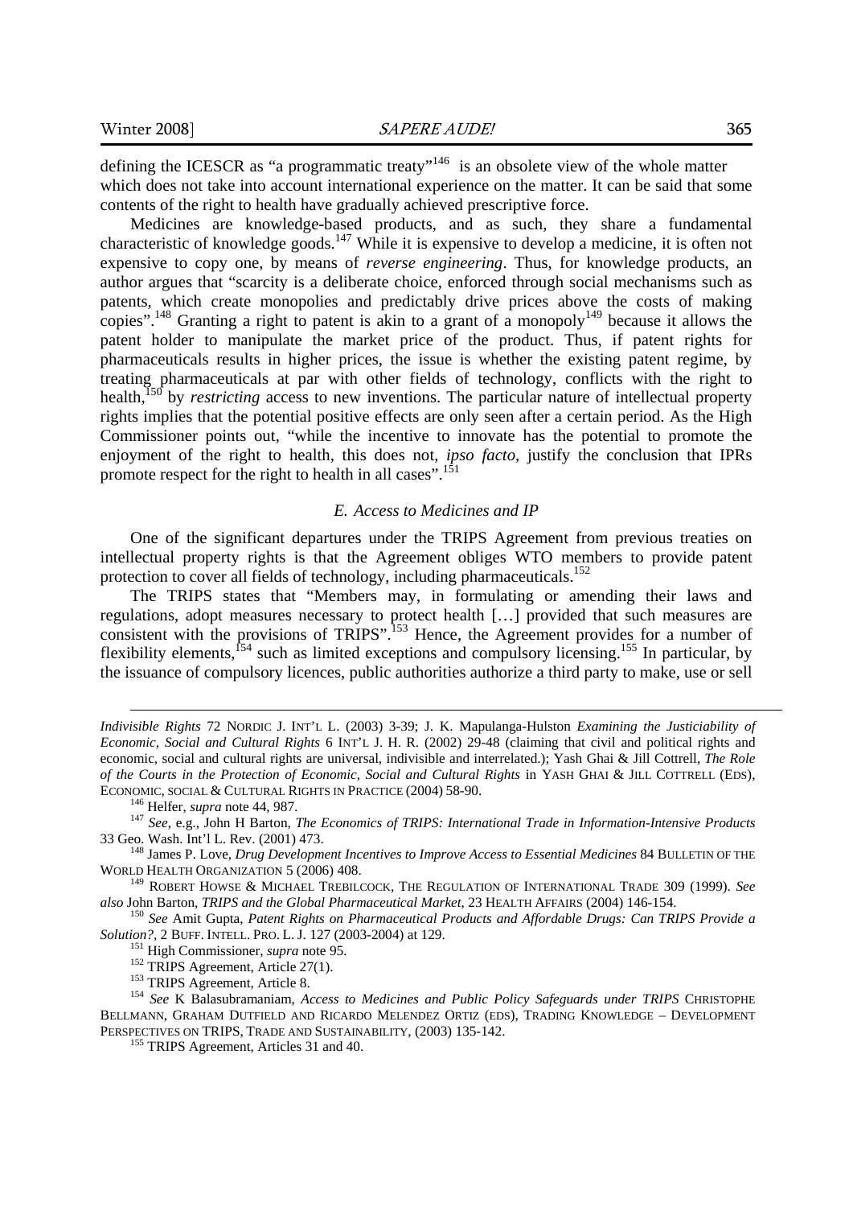defining the ICESCR as "a programmatic treaty"[146] is an obsolete view of the whole matter which does not take into account international experience on the matter. It can be said that some contents of the right to health have gradually achieved prescriptive force.

Medicines are knowledge-based products, and as such, they share a fundamental characteristic of knowledge goods.[147] While it is expensive to develop a medicine, it is often not expensive to copy one, by means of *reverse engineering*. Thus, for knowledge products, an author argues that "scarcity is a deliberate choice, enforced through social mechanisms such as patents, which create monopolies and predictably drive prices above the costs of making copies".[148] Granting a right to patent is akin to a grant of a monopoly[149] because it allows the patent holder to manipulate the market price of the product. Thus, if patent rights for pharmaceuticals results in higher prices, the issue is whether the existing patent regime, by treating pharmaceuticals at par with other fields of technology, conflicts with the right to health,[150] by *restricting* access to new inventions. The particular nature of intellectual property rights implies that the potential positive effects are only seen after a certain period. As the High Commissioner points out, "while the incentive to innovate has the potential to promote the enjoyment of the right to health, this does not, *ipso facto*, justify the conclusion that IPRs promote respect for the right to health in all cases".[151]

### *E. Access to Medicines and IP*

One of the significant departures under the TRIPS Agreement from previous treaties on intellectual property rights is that the Agreement obliges WTO members to provide patent protection to cover all fields of technology, including pharmaceuticals.[152]

The TRIPS states that "Members may, in formulating or amending their laws and regulations, adopt measures necessary to protect health […] provided that such measures are consistent with the provisions of TRIPS".[153] Hence, the Agreement provides for a number of flexibility elements,[154] such as limited exceptions and compulsory licensing.[155] In particular, by the issuance of compulsory licences, public authorities authorize a third party to make, use or sell

---

*Indivisible Rights* 72 NORDIC J. INT'L L. (2003) 3-39; J. K. Mapulanga-Hulston *Examining the Justiciability of Economic, Social and Cultural Rights* 6 INT'L J. H. R. (2002) 29-48 (claiming that civil and political rights and economic, social and cultural rights are universal, indivisible and interrelated.); Yash Ghai & Jill Cottrell, *The Role of the Courts in the Protection of Economic, Social and Cultural Rights* in YASH GHAI & JILL COTTRELL (EDS), ECONOMIC, SOCIAL & CULTURAL RIGHTS IN PRACTICE (2004) 58-90.

[146] Helfer, *supra* note 44, 987.

[147] *See*, e.g., John H Barton, *The Economics of TRIPS: International Trade in Information-Intensive Products* 33 Geo. Wash. Int'l L. Rev. (2001) 473.

[148] James P. Love, *Drug Development Incentives to Improve Access to Essential Medicines* 84 BULLETIN OF THE WORLD HEALTH ORGANIZATION 5 (2006) 408.

[149] ROBERT HOWSE & MICHAEL TREBILCOCK, THE REGULATION OF INTERNATIONAL TRADE 309 (1999). *See also* John Barton, *TRIPS and the Global Pharmaceutical Market*, 23 HEALTH AFFAIRS (2004) 146-154.

[150] *See* Amit Gupta, *Patent Rights on Pharmaceutical Products and Affordable Drugs: Can TRIPS Provide a Solution?*, 2 BUFF. INTELL. PRO. L. J. 127 (2003-2004) at 129.

[151] High Commissioner, *supra* note 95.

[152] TRIPS Agreement, Article 27(1).

[153] TRIPS Agreement, Article 8.

[154] *See* K Balasubramaniam, *Access to Medicines and Public Policy Safeguards under TRIPS* CHRISTOPHE BELLMANN, GRAHAM DUTFIELD AND RICARDO MELENDEZ ORTIZ (EDS), TRADING KNOWLEDGE – DEVELOPMENT PERSPECTIVES ON TRIPS, TRADE AND SUSTAINABILITY, (2003) 135-142.

[155] TRIPS Agreement, Articles 31 and 40.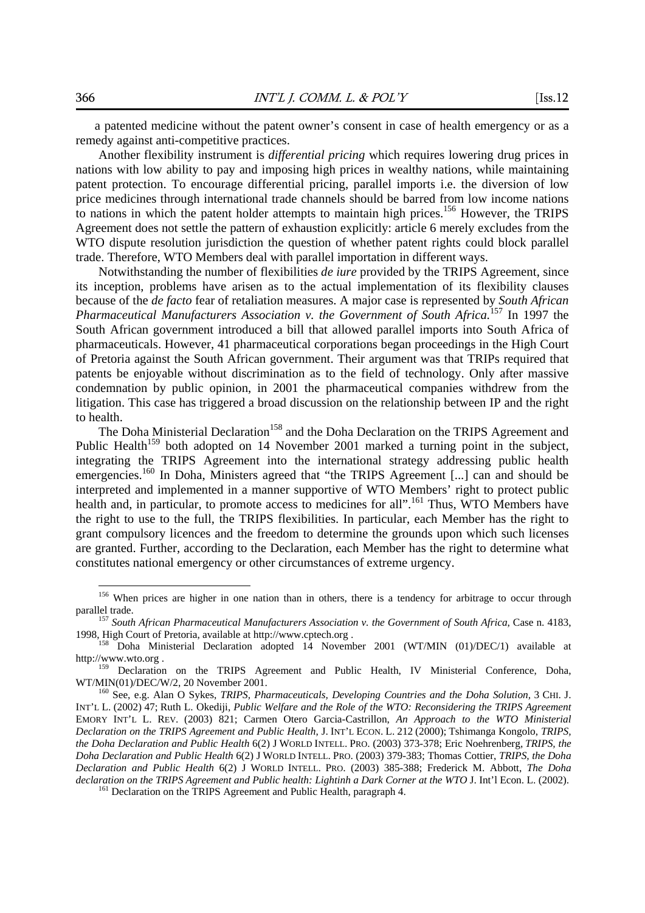a patented medicine without the patent owner's consent in case of health emergency or as a remedy against anti-competitive practices.

Another flexibility instrument is *differential pricing* which requires lowering drug prices in nations with low ability to pay and imposing high prices in wealthy nations, while maintaining patent protection. To encourage differential pricing, parallel imports i.e. the diversion of low price medicines through international trade channels should be barred from low income nations to nations in which the patent holder attempts to maintain high prices.[156] However, the TRIPS Agreement does not settle the pattern of exhaustion explicitly: article 6 merely excludes from the WTO dispute resolution jurisdiction the question of whether patent rights could block parallel trade. Therefore, WTO Members deal with parallel importation in different ways.

Notwithstanding the number of flexibilities *de iure* provided by the TRIPS Agreement, since its inception, problems have arisen as to the actual implementation of its flexibility clauses because of the *de facto* fear of retaliation measures. A major case is represented by *South African Pharmaceutical Manufacturers Association v. the Government of South Africa.*[157] In 1997 the South African government introduced a bill that allowed parallel imports into South Africa of pharmaceuticals. However, 41 pharmaceutical corporations began proceedings in the High Court of Pretoria against the South African government. Their argument was that TRIPs required that patents be enjoyable without discrimination as to the field of technology. Only after massive condemnation by public opinion, in 2001 the pharmaceutical companies withdrew from the litigation. This case has triggered a broad discussion on the relationship between IP and the right to health.

The Doha Ministerial Declaration[158] and the Doha Declaration on the TRIPS Agreement and Public Health[159] both adopted on 14 November 2001 marked a turning point in the subject, integrating the TRIPS Agreement into the international strategy addressing public health emergencies.[160] In Doha, Ministers agreed that "the TRIPS Agreement [...] can and should be interpreted and implemented in a manner supportive of WTO Members' right to protect public health and, in particular, to promote access to medicines for all".[161] Thus, WTO Members have the right to use to the full, the TRIPS flexibilities. In particular, each Member has the right to grant compulsory licences and the freedom to determine the grounds upon which such licenses are granted. Further, according to the Declaration, each Member has the right to determine what constitutes national emergency or other circumstances of extreme urgency.

---

[156] When prices are higher in one nation than in others, there is a tendency for arbitrage to occur through parallel trade.

[157] *South African Pharmaceutical Manufacturers Association v. the Government of South Africa*, Case n. 4183, 1998, High Court of Pretoria, available at http://www.cptech.org .

[158] Doha Ministerial Declaration adopted 14 November 2001 (WT/MIN (01)/DEC/1) available at http://www.wto.org .

[159] Declaration on the TRIPS Agreement and Public Health, IV Ministerial Conference, Doha, WT/MIN(01)/DEC/W/2, 20 November 2001.

[160] See, e.g. Alan O Sykes, *TRIPS, Pharmaceuticals, Developing Countries and the Doha Solution,* 3 CHI. J. INT'L L. (2002) 47; Ruth L. Okediji, *Public Welfare and the Role of the WTO: Reconsidering the TRIPS Agreement* EMORY INT'L L. REV. (2003) 821; Carmen Otero Garcia-Castrillon, *An Approach to the WTO Ministerial Declaration on the TRIPS Agreement and Public Health*, J. INT'L ECON. L. 212 (2000); Tshimanga Kongolo, *TRIPS, the Doha Declaration and Public Health* 6(2) J WORLD INTELL. PRO. (2003) 373-378; Eric Noehrenberg, *TRIPS, the Doha Declaration and Public Health* 6(2) J WORLD INTELL. PRO. (2003) 379-383; Thomas Cottier, *TRIPS, the Doha Declaration and Public Health* 6(2) J WORLD INTELL. PRO. (2003) 385-388; Frederick M. Abbott, *The Doha declaration on the TRIPS Agreement and Public health: Lightinh a Dark Corner at the WTO* J. Int'l Econ. L. (2002).

[161] Declaration on the TRIPS Agreement and Public Health, paragraph 4.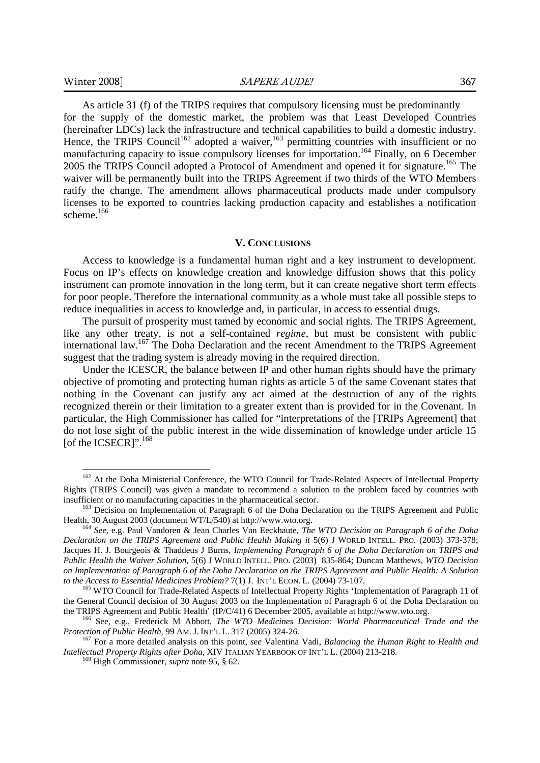As article 31 (f) of the TRIPS requires that compulsory licensing must be predominantly for the supply of the domestic market, the problem was that Least Developed Countries (hereinafter LDCs) lack the infrastructure and technical capabilities to build a domestic industry. Hence, the TRIPS Council[162] adopted a waiver,[163] permitting countries with insufficient or no manufacturing capacity to issue compulsory licenses for importation.[164] Finally, on 6 December 2005 the TRIPS Council adopted a Protocol of Amendment and opened it for signature.[165] The waiver will be permanently built into the TRIPS Agreement if two thirds of the WTO Members ratify the change. The amendment allows pharmaceutical products made under compulsory licenses to be exported to countries lacking production capacity and establishes a notification scheme.[166]

## V. Conclusions

Access to knowledge is a fundamental human right and a key instrument to development. Focus on IP's effects on knowledge creation and knowledge diffusion shows that this policy instrument can promote innovation in the long term, but it can create negative short term effects for poor people. Therefore the international community as a whole must take all possible steps to reduce inequalities in access to knowledge and, in particular, in access to essential drugs.

The pursuit of prosperity must tamed by economic and social rights. The TRIPS Agreement, like any other treaty, is not a self-contained *regime*, but must be consistent with public international law.[167] The Doha Declaration and the recent Amendment to the TRIPS Agreement suggest that the trading system is already moving in the required direction.

Under the ICESCR, the balance between IP and other human rights should have the primary objective of promoting and protecting human rights as article 5 of the same Covenant states that nothing in the Covenant can justify any act aimed at the destruction of any of the rights recognized therein or their limitation to a greater extent than is provided for in the Covenant. In particular, the High Commissioner has called for "interpretations of the [TRIPs Agreement] that do not lose sight of the public interest in the wide dissemination of knowledge under article 15 [of the ICSECR]".[168]

---

[162] At the Doha Ministerial Conference, the WTO Council for Trade-Related Aspects of Intellectual Property Rights (TRIPS Council) was given a mandate to recommend a solution to the problem faced by countries with insufficient or no manufacturing capacities in the pharmaceutical sector.

[163] Decision on Implementation of Paragraph 6 of the Doha Declaration on the TRIPS Agreement and Public Health, 30 August 2003 (document WT/L/540) at http://www.wto.org.

[164] *See*, e.g. Paul Vandoren & Jean Charles Van Eeckhaute, *The WTO Decision on Paragraph 6 of the Doha Declaration on the TRIPS Agreement and Public Health Making it* 5(6) J WORLD INTELL. PRO. (2003) 373-378; Jacques H. J. Bourgeois & Thaddeus J Burns, *Implementing Paragraph 6 of the Doha Declaration on TRIPS and Public Health the Waiver Solution*, 5(6) J WORLD INTELL. PRO. (2003) 835-864; Duncan Matthews, *WTO Decision on Implementation of Paragraph 6 of the Doha Declaration on the TRIPS Agreement and Public Health: A Solution to the Access to Essential Medicines Problem?* 7(1) J. INT'L ECON. L. (2004) 73-107.

[165] WTO Council for Trade-Related Aspects of Intellectual Property Rights 'Implementation of Paragraph 11 of the General Council decision of 30 August 2003 on the Implementation of Paragraph 6 of the Doha Declaration on the TRIPS Agreement and Public Health' (IP/C/41) 6 December 2005, available at http://www.wto.org.

[166] See, e.g., Frederick M Abbott, *The WTO Medicines Decision: World Pharmaceutical Trade and the Protection of Public Health*, 99 AM. J. INT'L L. 317 (2005) 324-26.

[167] For a more detailed analysis on this point, *see* Valentina Vadi, *Balancing the Human Right to Health and Intellectual Property Rights after Doha*, XIV ITALIAN YEARBOOK OF INT'L L. (2004) 213-218.

[168] High Commissioner, *supra* note 95, § 62.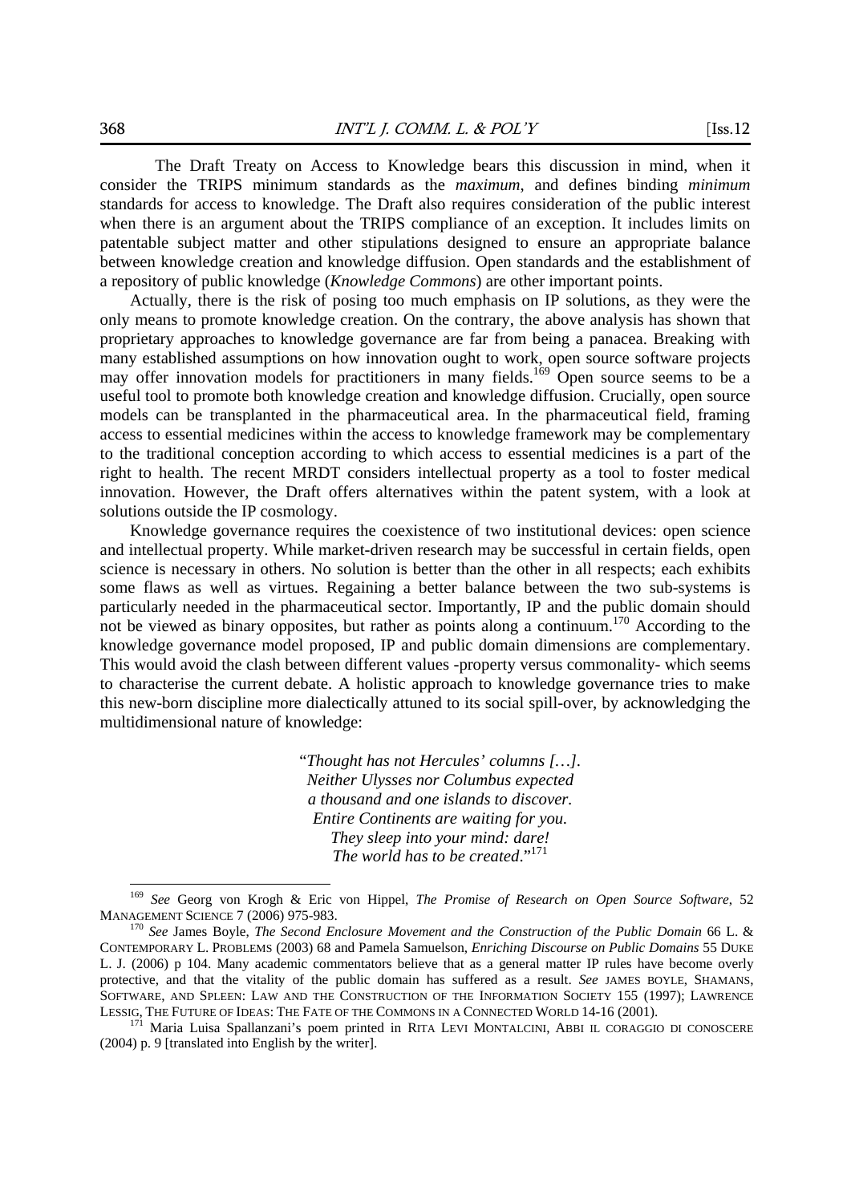The Draft Treaty on Access to Knowledge bears this discussion in mind, when it consider the TRIPS minimum standards as the *maximum*, and defines binding *minimum* standards for access to knowledge. The Draft also requires consideration of the public interest when there is an argument about the TRIPS compliance of an exception. It includes limits on patentable subject matter and other stipulations designed to ensure an appropriate balance between knowledge creation and knowledge diffusion. Open standards and the establishment of a repository of public knowledge (*Knowledge Commons*) are other important points.

Actually, there is the risk of posing too much emphasis on IP solutions, as they were the only means to promote knowledge creation. On the contrary, the above analysis has shown that proprietary approaches to knowledge governance are far from being a panacea. Breaking with many established assumptions on how innovation ought to work, open source software projects may offer innovation models for practitioners in many fields.[169] Open source seems to be a useful tool to promote both knowledge creation and knowledge diffusion. Crucially, open source models can be transplanted in the pharmaceutical area. In the pharmaceutical field, framing access to essential medicines within the access to knowledge framework may be complementary to the traditional conception according to which access to essential medicines is a part of the right to health. The recent MRDT considers intellectual property as a tool to foster medical innovation. However, the Draft offers alternatives within the patent system, with a look at solutions outside the IP cosmology.

Knowledge governance requires the coexistence of two institutional devices: open science and intellectual property. While market-driven research may be successful in certain fields, open science is necessary in others. No solution is better than the other in all respects; each exhibits some flaws as well as virtues. Regaining a better balance between the two sub-systems is particularly needed in the pharmaceutical sector. Importantly, IP and the public domain should not be viewed as binary opposites, but rather as points along a continuum.[170] According to the knowledge governance model proposed, IP and public domain dimensions are complementary. This would avoid the clash between different values -property versus commonality- which seems to characterise the current debate. A holistic approach to knowledge governance tries to make this new-born discipline more dialectically attuned to its social spill-over, by acknowledging the multidimensional nature of knowledge:

> "*Thought has not Hercules' columns […].*
> *Neither Ulysses nor Columbus expected*
> *a thousand and one islands to discover.*
> *Entire Continents are waiting for you.*
> *They sleep into your mind: dare!*
> *The world has to be created*."[171]

---

[169] *See* Georg von Krogh & Eric von Hippel, *The Promise of Research on Open Source Software*, 52 MANAGEMENT SCIENCE 7 (2006) 975-983.

[170] *See* James Boyle, *The Second Enclosure Movement and the Construction of the Public Domain* 66 L. & CONTEMPORARY L. PROBLEMS (2003) 68 and Pamela Samuelson, *Enriching Discourse on Public Domains* 55 DUKE L. J. (2006) p 104. Many academic commentators believe that as a general matter IP rules have become overly protective, and that the vitality of the public domain has suffered as a result. *See* JAMES BOYLE, SHAMANS, SOFTWARE, AND SPLEEN: LAW AND THE CONSTRUCTION OF THE INFORMATION SOCIETY 155 (1997); LAWRENCE LESSIG, THE FUTURE OF IDEAS: THE FATE OF THE COMMONS IN A CONNECTED WORLD 14-16 (2001).

[171] Maria Luisa Spallanzani's poem printed in RITA LEVI MONTALCINI, ABBI IL CORAGGIO DI CONOSCERE (2004) p. 9 [translated into English by the writer].